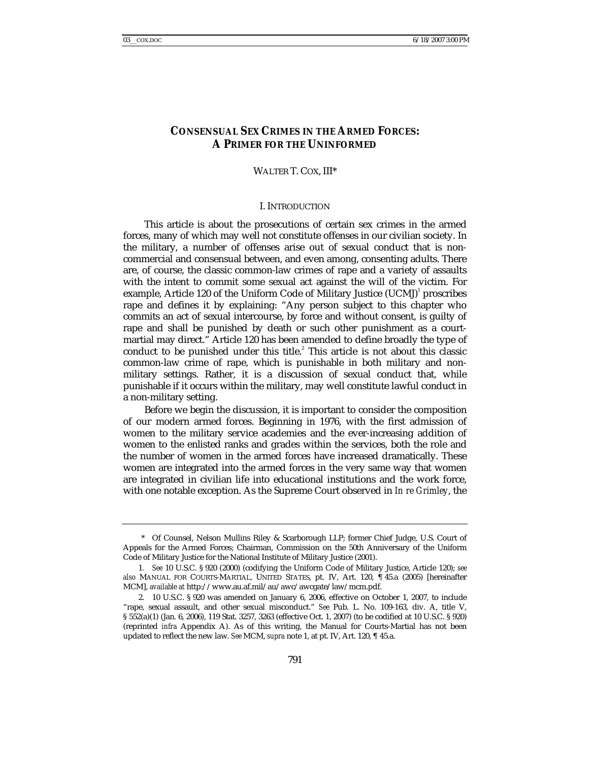# CONSENSUAL SEX CRIMES IN THE ARMED FORCES: A PRIMER FOR THE UNINFORMED

WALTER T. COX, III*

## I. INTRODUCTION

This article is about the prosecutions of certain sex crimes in the armed forces, many of which may well not constitute offenses in our civilian society. In the military, a number of offenses arise out of sexual conduct that is non-commercial and consensual between, and even among, consenting adults. There are, of course, the classic common-law crimes of rape and a variety of assaults with the intent to commit some sexual act against the will of the victim. For example, Article 120 of the Uniform Code of Military Justice (UCMJ)[1] proscribes rape and defines it by explaining: "Any person subject to this chapter who commits an act of sexual intercourse, by force and without consent, is guilty of rape and shall be punished by death or such other punishment as a court-martial may direct." Article 120 has been amended to define broadly the type of conduct to be punished under this title.[2] This article is not about this classic common-law crime of rape, which is punishable in both military and non-military settings. Rather, it is a discussion of sexual conduct that, while punishable if it occurs within the military, may well constitute lawful conduct in a non-military setting.

Before we begin the discussion, it is important to consider the composition of our modern armed forces. Beginning in 1976, with the first admission of women to the military service academies and the ever-increasing addition of women to the enlisted ranks and grades within the services, both the role and the number of women in the armed forces have increased dramatically. These women are integrated into the armed forces in the very same way that women are integrated in civilian life into educational institutions and the work force, with one notable exception. As the Supreme Court observed in *In re Grimley*, the

---

\* Of Counsel, Nelson Mullins Riley & Scarborough LLP; former Chief Judge, U.S. Court of Appeals for the Armed Forces; Chairman, Commission on the 50th Anniversary of the Uniform Code of Military Justice for the National Institute of Military Justice (2001).

1. *See* 10 U.S.C. § 920 (2000) (codifying the Uniform Code of Military Justice, Article 120); *see also* MANUAL FOR COURTS-MARTIAL, UNITED STATES, pt. IV, Art. 120, ¶ 45.a (2005) [hereinafter MCM], *available at* http://www.au.af.mil/au/awc/awcgate/law/mcm.pdf.

2. 10 U.S.C. § 920 was amended on January 6, 2006, effective on October 1, 2007, to include "rape, sexual assault, and other sexual misconduct." *See* Pub. L. No. 109-163, div. A, title V, § 552(a)(1) (Jan. 6, 2006), 119 Stat. 3257, 3263 (effective Oct. 1, 2007) (to be codified at 10 U.S.C. § 920) (reprinted *infra* Appendix A). As of this writing, the Manual for Courts-Martial has not been updated to reflect the new law. *See* MCM, *supra* note 1, at pt. IV, Art. 120, ¶ 45.a.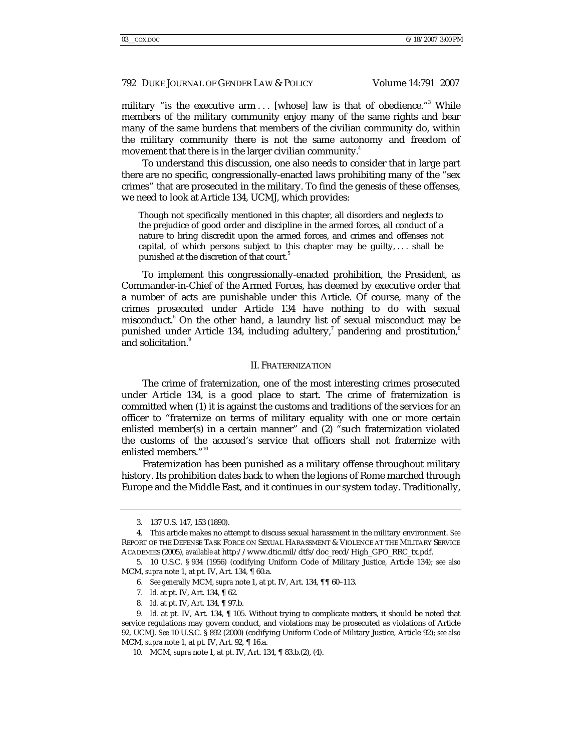military "is the executive arm . . . [whose] law is that of obedience."[3] While members of the military community enjoy many of the same rights and bear many of the same burdens that members of the civilian community do, within the military community there is not the same autonomy and freedom of movement that there is in the larger civilian community.[4]

To understand this discussion, one also needs to consider that in large part there are no specific, congressionally-enacted laws prohibiting many of the "sex crimes" that are prosecuted in the military. To find the genesis of these offenses, we need to look at Article 134, UCMJ, which provides:

> Though not specifically mentioned in this chapter, all disorders and neglects to the prejudice of good order and discipline in the armed forces, all conduct of a nature to bring discredit upon the armed forces, and crimes and offenses not capital, of which persons subject to this chapter may be guilty, . . . shall be punished at the discretion of that court.[5]

To implement this congressionally-enacted prohibition, the President, as Commander-in-Chief of the Armed Forces, has deemed by executive order that a number of acts are punishable under this Article. Of course, many of the crimes prosecuted under Article 134 have nothing to do with sexual misconduct.[6] On the other hand, a laundry list of sexual misconduct may be punished under Article 134, including adultery,[7] pandering and prostitution,[8] and solicitation.[9]

## II. FRATERNIZATION

The crime of fraternization, one of the most interesting crimes prosecuted under Article 134, is a good place to start. The crime of fraternization is committed when (1) it is against the customs and traditions of the services for an officer to "fraternize on terms of military equality with one or more certain enlisted member(s) in a certain manner" and (2) "such fraternization violated the customs of the accused's service that officers shall not fraternize with enlisted members."[10]

Fraternization has been punished as a military offense throughout military history. Its prohibition dates back to when the legions of Rome marched through Europe and the Middle East, and it continues in our system today. Traditionally,

---

3. 137 U.S. 147, 153 (1890).

4. This article makes no attempt to discuss sexual harassment in the military environment. *See* REPORT OF THE DEFENSE TASK FORCE ON SEXUAL HARASSMENT & VIOLENCE AT THE MILITARY SERVICE ACADEMIES (2005), *available at* http://www.dtic.mil/dtfs/doc_recd/High_GPO_RRC_tx.pdf.

5. 10 U.S.C. § 934 (1956) (codifying Uniform Code of Military Justice, Article 134); *see also* MCM, *supra* note 1, at pt. IV, Art. 134, ¶ 60.a.

6. *See generally* MCM, *supra* note 1, at pt. IV, Art. 134, ¶¶ 60–113.

7. *Id.* at pt. IV, Art. 134, ¶ 62.

8. *Id.* at pt. IV, Art. 134, ¶ 97.b.

9. *Id.* at pt. IV, Art. 134, ¶ 105. Without trying to complicate matters, it should be noted that service regulations may govern conduct, and violations may be prosecuted as violations of Article 92, UCMJ. *See* 10 U.S.C. § 892 (2000) (codifying Uniform Code of Military Justice, Article 92); *see also* MCM, *supra* note 1, at pt. IV, Art. 92, ¶ 16.a.

10. MCM, *supra* note 1, at pt. IV, Art. 134, ¶ 83.b.(2), (4).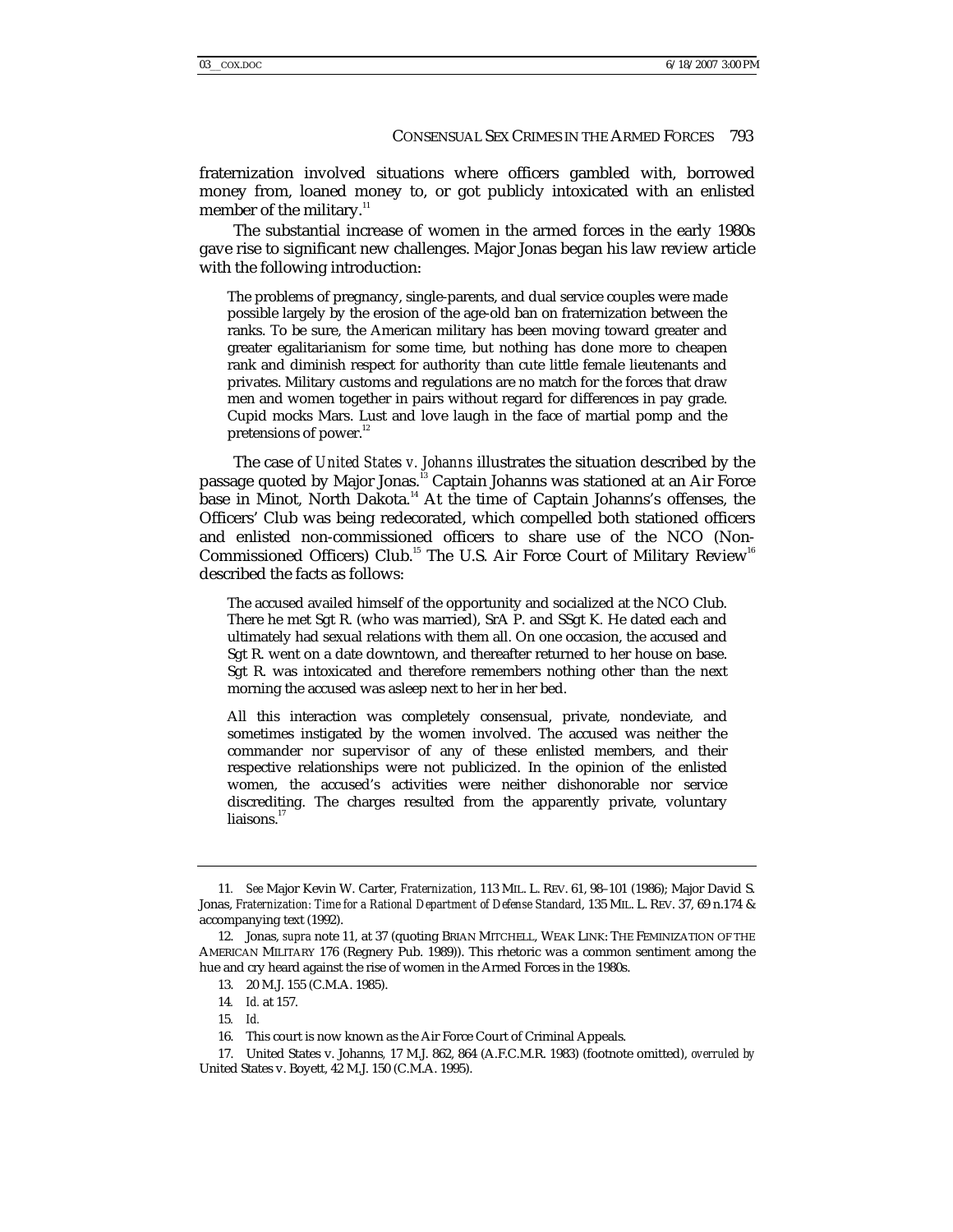fraternization involved situations where officers gambled with, borrowed money from, loaned money to, or got publicly intoxicated with an enlisted member of the military.[11]

The substantial increase of women in the armed forces in the early 1980s gave rise to significant new challenges. Major Jonas began his law review article with the following introduction:

> The problems of pregnancy, single-parents, and dual service couples were made possible largely by the erosion of the age-old ban on fraternization between the ranks. To be sure, the American military has been moving toward greater and greater egalitarianism for some time, but nothing has done more to cheapen rank and diminish respect for authority than cute little female lieutenants and privates. Military customs and regulations are no match for the forces that draw men and women together in pairs without regard for differences in pay grade. Cupid mocks Mars. Lust and love laugh in the face of martial pomp and the pretensions of power.[12]

The case of *United States v. Johanns* illustrates the situation described by the passage quoted by Major Jonas.[13] Captain Johanns was stationed at an Air Force base in Minot, North Dakota.[14] At the time of Captain Johanns's offenses, the Officers' Club was being redecorated, which compelled both stationed officers and enlisted non-commissioned officers to share use of the NCO (Non-Commissioned Officers) Club.[15] The U.S. Air Force Court of Military Review[16] described the facts as follows:

> The accused availed himself of the opportunity and socialized at the NCO Club. There he met Sgt R. (who was married), SrA P. and SSgt K. He dated each and ultimately had sexual relations with them all. On one occasion, the accused and Sgt R. went on a date downtown, and thereafter returned to her house on base. Sgt R. was intoxicated and therefore remembers nothing other than the next morning the accused was asleep next to her in her bed.
>
> All this interaction was completely consensual, private, nondeviate, and sometimes instigated by the women involved. The accused was neither the commander nor supervisor of any of these enlisted members, and their respective relationships were not publicized. In the opinion of the enlisted women, the accused's activities were neither dishonorable nor service discrediting. The charges resulted from the apparently private, voluntary liaisons.[17]

---

11. *See* Major Kevin W. Carter, *Fraternization*, 113 MIL. L. REV. 61, 98–101 (1986); Major David S. Jonas, *Fraternization: Time for a Rational Department of Defense Standard*, 135 MIL. L. REV. 37, 69 n.174 & accompanying text (1992).

12. Jonas, *supra* note 11, at 37 (quoting BRIAN MITCHELL, WEAK LINK: THE FEMINIZATION OF THE AMERICAN MILITARY 176 (Regnery Pub. 1989)). This rhetoric was a common sentiment among the hue and cry heard against the rise of women in the Armed Forces in the 1980s.

13. 20 M.J. 155 (C.M.A. 1985).

14. *Id.* at 157.

15. *Id.*

16. This court is now known as the Air Force Court of Criminal Appeals.

17. United States v. Johanns, 17 M.J. 862, 864 (A.F.C.M.R. 1983) (footnote omitted), *overruled by* United States v. Boyett, 42 M.J. 150 (C.M.A. 1995).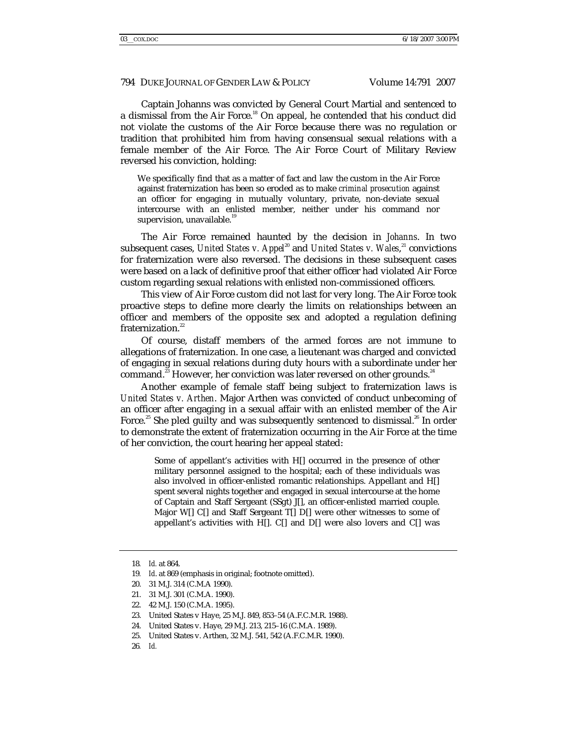Captain Johanns was convicted by General Court Martial and sentenced to a dismissal from the Air Force.[18] On appeal, he contended that his conduct did not violate the customs of the Air Force because there was no regulation or tradition that prohibited him from having consensual sexual relations with a female member of the Air Force. The Air Force Court of Military Review reversed his conviction, holding:

> We specifically find that as a matter of fact and law the custom in the Air Force against fraternization has been so eroded as to make *criminal prosecution* against an officer for engaging in mutually voluntary, private, non-deviate sexual intercourse with an enlisted member, neither under his command nor supervision, unavailable.[19]

The Air Force remained haunted by the decision in *Johanns*. In two subsequent cases, *United States v. Appel*[20] and *United States v. Wales*,[21] convictions for fraternization were also reversed. The decisions in these subsequent cases were based on a lack of definitive proof that either officer had violated Air Force custom regarding sexual relations with enlisted non-commissioned officers.

This view of Air Force custom did not last for very long. The Air Force took proactive steps to define more clearly the limits on relationships between an officer and members of the opposite sex and adopted a regulation defining fraternization.[22]

Of course, distaff members of the armed forces are not immune to allegations of fraternization. In one case, a lieutenant was charged and convicted of engaging in sexual relations during duty hours with a subordinate under her command.[23] However, her conviction was later reversed on other grounds.[24]

Another example of female staff being subject to fraternization laws is *United States v. Arthen*. Major Arthen was convicted of conduct unbecoming of an officer after engaging in a sexual affair with an enlisted member of the Air Force.[25] She pled guilty and was subsequently sentenced to dismissal.[26] In order to demonstrate the extent of fraternization occurring in the Air Force at the time of her conviction, the court hearing her appeal stated:

> Some of appellant's activities with H[] occurred in the presence of other military personnel assigned to the hospital; each of these individuals was also involved in officer-enlisted romantic relationships. Appellant and H[] spent several nights together and engaged in sexual intercourse at the home of Captain and Staff Sergeant (SSgt) J[], an officer-enlisted married couple. Major W[] C[] and Staff Sergeant T[] D[] were other witnesses to some of appellant's activities with H[]. C[] and D[] were also lovers and C[] was

---

18. *Id.* at 864.
19. *Id.* at 869 (emphasis in original; footnote omitted).
20. 31 M.J. 314 (C.M.A 1990).
21. 31 M.J. 301 (C.M.A. 1990).
22. 42 M.J. 150 (C.M.A. 1995).
23. United States v Haye, 25 M.J. 849, 853–54 (A.F.C.M.R. 1988).
24. United States v. Haye, 29 M.J. 213, 215–16 (C.M.A. 1989).
25. United States v. Arthen, 32 M.J. 541, 542 (A.F.C.M.R. 1990).
26. *Id.*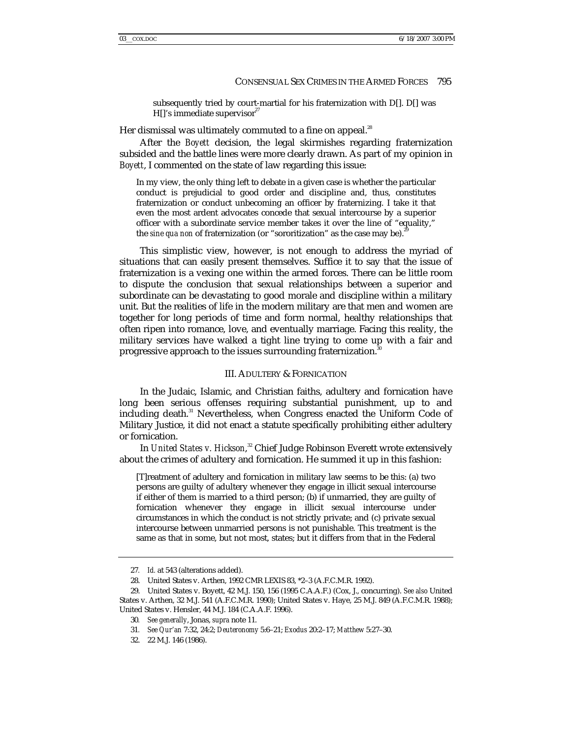> subsequently tried by court-martial for his fraternization with D[]. D[] was H[]'s immediate supervisor[27]

Her dismissal was ultimately commuted to a fine on appeal.[28]

After the *Boyett* decision, the legal skirmishes regarding fraternization subsided and the battle lines were more clearly drawn. As part of my opinion in *Boyett*, I commented on the state of law regarding this issue:

> In my view, the only thing left to debate in a given case is whether the particular conduct is prejudicial to good order and discipline and, thus, constitutes fraternization or conduct unbecoming an officer by fraternizing. I take it that even the most ardent advocates concede that sexual intercourse by a superior officer with a subordinate service member takes it over the line of "equality," the *sine qua non* of fraternization (or "sororitization" as the case may be).[29]

This simplistic view, however, is not enough to address the myriad of situations that can easily present themselves. Suffice it to say that the issue of fraternization is a vexing one within the armed forces. There can be little room to dispute the conclusion that sexual relationships between a superior and subordinate can be devastating to good morale and discipline within a military unit. But the realities of life in the modern military are that men and women are together for long periods of time and form normal, healthy relationships that often ripen into romance, love, and eventually marriage. Facing this reality, the military services have walked a tight line trying to come up with a fair and progressive approach to the issues surrounding fraternization.[30]

## III. ADULTERY & FORNICATION

In the Judaic, Islamic, and Christian faiths, adultery and fornication have long been serious offenses requiring substantial punishment, up to and including death.[31] Nevertheless, when Congress enacted the Uniform Code of Military Justice, it did not enact a statute specifically prohibiting either adultery or fornication.

In *United States v. Hickson*,[32] Chief Judge Robinson Everett wrote extensively about the crimes of adultery and fornication. He summed it up in this fashion:

> [T]reatment of adultery and fornication in military law seems to be this: (a) two persons are guilty of adultery whenever they engage in illicit sexual intercourse if either of them is married to a third person; (b) if unmarried, they are guilty of fornication whenever they engage in illicit sexual intercourse under circumstances in which the conduct is not strictly private; and (c) private sexual intercourse between unmarried persons is not punishable. This treatment is the same as that in some, but not most, states; but it differs from that in the Federal

---

27. *Id.* at 543 (alterations added).

28. United States v. Arthen, 1992 CMR LEXIS 83, *2–3 (A.F.C.M.R. 1992).

29. United States v. Boyett, 42 M.J. 150, 156 (1995 C.A.A.F.) (Cox, J., concurring). *See also* United States v. Arthen, 32 M.J. 541 (A.F.C.M.R. 1990); United States v. Haye, 25 M.J. 849 (A.F.C.M.R. 1988); United States v. Hensler, 44 M.J. 184 (C.A.A.F. 1996).

30. *See generally*, Jonas, *supra* note 11.

31. *See Qur'an* 7:32, 24:2; *Deuteronomy* 5:6–21; *Exodus* 20:2–17; *Matthew* 5:27–30.

32. 22 M.J. 146 (1986).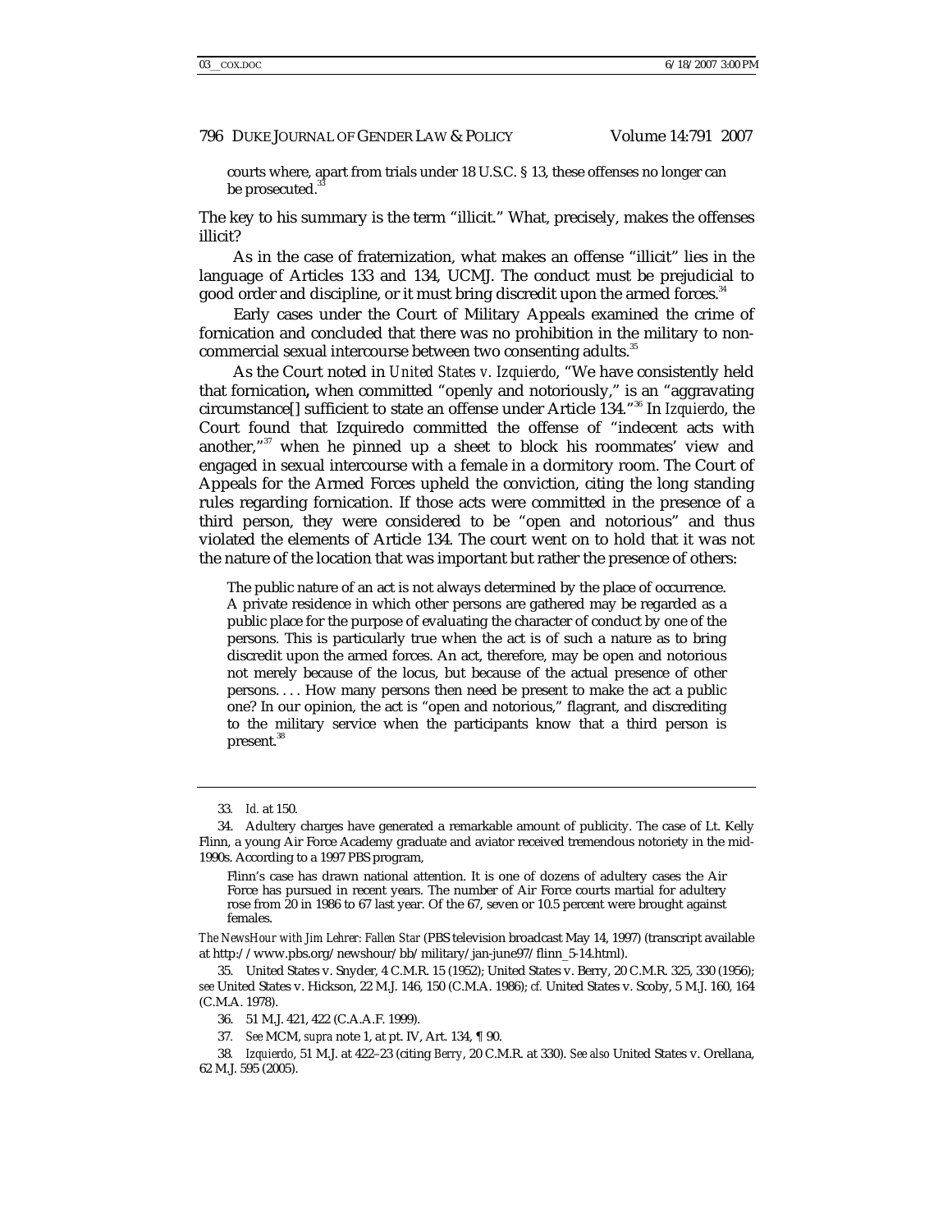courts where, apart from trials under 18 U.S.C. § 13, these offenses no longer can be prosecuted.[33]

The key to his summary is the term "illicit." What, precisely, makes the offenses illicit?

As in the case of fraternization, what makes an offense "illicit" lies in the language of Articles 133 and 134, UCMJ. The conduct must be prejudicial to good order and discipline, or it must bring discredit upon the armed forces.[34]

Early cases under the Court of Military Appeals examined the crime of fornication and concluded that there was no prohibition in the military to non-commercial sexual intercourse between two consenting adults.[35]

As the Court noted in *United States v. Izquierdo*, "We have consistently held that fornication**,** when committed "openly and notoriously," is an "aggravating circumstance[] sufficient to state an offense under Article 134."[36] In *Izquierdo*, the Court found that Izquiredo committed the offense of "indecent acts with another,"[37] when he pinned up a sheet to block his roommates' view and engaged in sexual intercourse with a female in a dormitory room. The Court of Appeals for the Armed Forces upheld the conviction, citing the long standing rules regarding fornication. If those acts were committed in the presence of a third person, they were considered to be "open and notorious" and thus violated the elements of Article 134. The court went on to hold that it was not the nature of the location that was important but rather the presence of others:

> The public nature of an act is not always determined by the place of occurrence. A private residence in which other persons are gathered may be regarded as a public place for the purpose of evaluating the character of conduct by one of the persons. This is particularly true when the act is of such a nature as to bring discredit upon the armed forces. An act, therefore, may be open and notorious not merely because of the locus, but because of the actual presence of other persons. . . . How many persons then need be present to make the act a public one? In our opinion, the act is "open and notorious," flagrant, and discrediting to the military service when the participants know that a third person is present.[38]

---

33. *Id.* at 150.

34. Adultery charges have generated a remarkable amount of publicity. The case of Lt. Kelly Flinn, a young Air Force Academy graduate and aviator received tremendous notoriety in the mid-1990s. According to a 1997 PBS program,

> Flinn's case has drawn national attention. It is one of dozens of adultery cases the Air Force has pursued in recent years. The number of Air Force courts martial for adultery rose from 20 in 1986 to 67 last year. Of the 67, seven or 10.5 percent were brought against females.

*The NewsHour with Jim Lehrer: Fallen Star* (PBS television broadcast May 14, 1997) (transcript available at http://www.pbs.org/newshour/bb/military/jan-june97/flinn_5-14.html).

35. United States v. Snyder, 4 C.M.R. 15 (1952); United States v. Berry, 20 C.M.R. 325, 330 (1956); *see* United States v. Hickson, 22 M.J. 146, 150 (C.M.A. 1986); *cf.* United States v. Scoby, 5 M.J. 160, 164 (C.M.A. 1978).

36. 51 M.J. 421, 422 (C.A.A.F. 1999).

37. *See* MCM, *supra* note 1, at pt. IV, Art. 134, ¶ 90.

38. *Izquierdo*, 51 M.J. at 422–23 (citing *Berry*, 20 C.M.R. at 330). *See also* United States v. Orellana, 62 M.J. 595 (2005).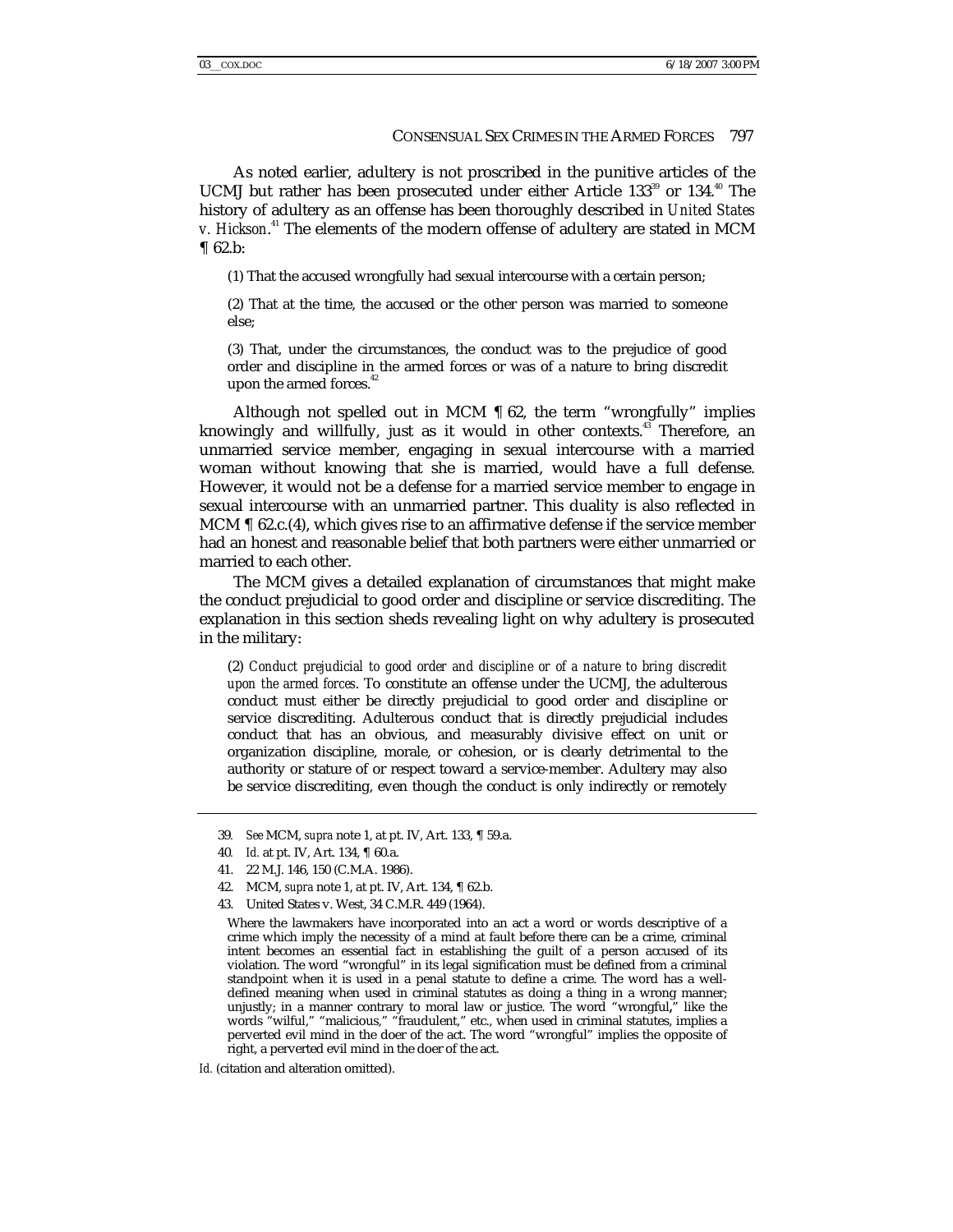As noted earlier, adultery is not proscribed in the punitive articles of the UCMJ but rather has been prosecuted under either Article 133[39] or 134.[40] The history of adultery as an offense has been thoroughly described in *United States v. Hickson*.[41] The elements of the modern offense of adultery are stated in MCM ¶ 62.b:

> (1) That the accused wrongfully had sexual intercourse with a certain person;
>
> (2) That at the time, the accused or the other person was married to someone else;
>
> (3) That, under the circumstances, the conduct was to the prejudice of good order and discipline in the armed forces or was of a nature to bring discredit upon the armed forces.[42]

Although not spelled out in MCM ¶ 62, the term "wrongfully" implies knowingly and willfully, just as it would in other contexts.[43] Therefore, an unmarried service member, engaging in sexual intercourse with a married woman without knowing that she is married, would have a full defense. However, it would not be a defense for a married service member to engage in sexual intercourse with an unmarried partner. This duality is also reflected in MCM ¶ 62.c.(4), which gives rise to an affirmative defense if the service member had an honest and reasonable belief that both partners were either unmarried or married to each other.

The MCM gives a detailed explanation of circumstances that might make the conduct prejudicial to good order and discipline or service discrediting. The explanation in this section sheds revealing light on why adultery is prosecuted in the military:

> (2) *Conduct prejudicial to good order and discipline or of a nature to bring discredit upon the armed forces*. To constitute an offense under the UCMJ, the adulterous conduct must either be directly prejudicial to good order and discipline or service discrediting. Adulterous conduct that is directly prejudicial includes conduct that has an obvious, and measurably divisive effect on unit or organization discipline, morale, or cohesion, or is clearly detrimental to the authority or stature of or respect toward a service-member. Adultery may also be service discrediting, even though the conduct is only indirectly or remotely

---

39. *See* MCM, *supra* note 1, at pt. IV, Art. 133, ¶ 59.a.

40. *Id.* at pt. IV, Art. 134, ¶ 60.a.

41. 22 M.J. 146, 150 (C.M.A. 1986).

42. MCM, *supra* note 1, at pt. IV, Art. 134, ¶ 62.b.

43. United States v. West, 34 C.M.R. 449 (1964).

> Where the lawmakers have incorporated into an act a word or words descriptive of a crime which imply the necessity of a mind at fault before there can be a crime, criminal intent becomes an essential fact in establishing the guilt of a person accused of its violation. The word "wrongful" in its legal signification must be defined from a criminal standpoint when it is used in a penal statute to define a crime. The word has a well-defined meaning when used in criminal statutes as doing a thing in a wrong manner; unjustly; in a manner contrary to moral law or justice. The word "wrongful," like the words "wilful," "malicious," "fraudulent," etc., when used in criminal statutes, implies a perverted evil mind in the doer of the act. The word "wrongful" implies the opposite of right, a perverted evil mind in the doer of the act.

*Id.* (citation and alteration omitted).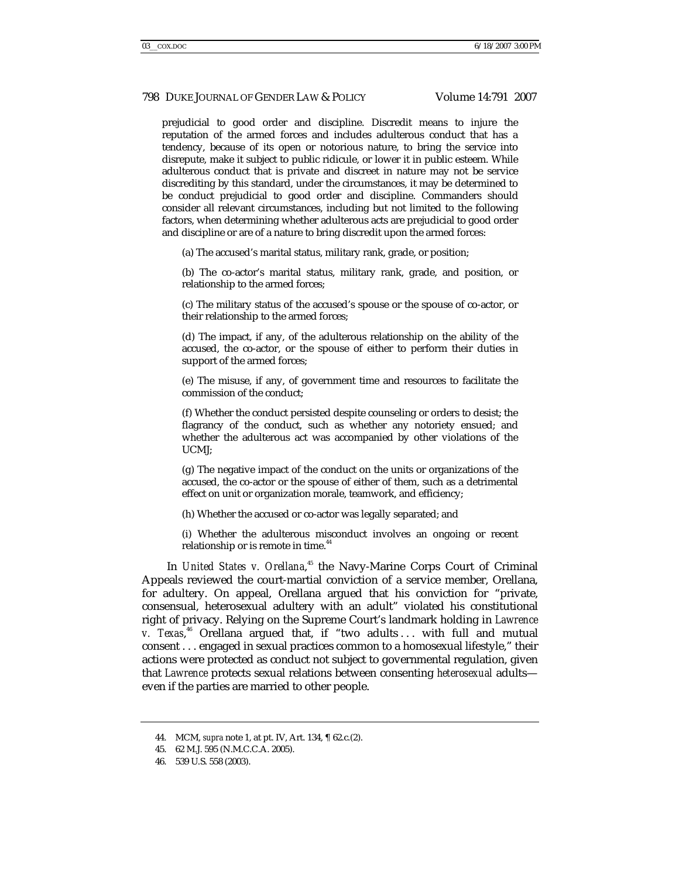> prejudicial to good order and discipline. Discredit means to injure the reputation of the armed forces and includes adulterous conduct that has a tendency, because of its open or notorious nature, to bring the service into disrepute, make it subject to public ridicule, or lower it in public esteem. While adulterous conduct that is private and discreet in nature may not be service discrediting by this standard, under the circumstances, it may be determined to be conduct prejudicial to good order and discipline. Commanders should consider all relevant circumstances, including but not limited to the following factors, when determining whether adulterous acts are prejudicial to good order and discipline or are of a nature to bring discredit upon the armed forces:
>
> (a) The accused's marital status, military rank, grade, or position;
>
> (b) The co-actor's marital status, military rank, grade, and position, or relationship to the armed forces;
>
> (c) The military status of the accused's spouse or the spouse of co-actor, or their relationship to the armed forces;
>
> (d) The impact, if any, of the adulterous relationship on the ability of the accused, the co-actor, or the spouse of either to perform their duties in support of the armed forces;
>
> (e) The misuse, if any, of government time and resources to facilitate the commission of the conduct;
>
> (f) Whether the conduct persisted despite counseling or orders to desist; the flagrancy of the conduct, such as whether any notoriety ensued; and whether the adulterous act was accompanied by other violations of the UCMJ;
>
> (g) The negative impact of the conduct on the units or organizations of the accused, the co-actor or the spouse of either of them, such as a detrimental effect on unit or organization morale, teamwork, and efficiency;
>
> (h) Whether the accused or co-actor was legally separated; and
>
> (i) Whether the adulterous misconduct involves an ongoing or recent relationship or is remote in time.[44]

In *United States v. Orellana*,[45] the Navy-Marine Corps Court of Criminal Appeals reviewed the court-martial conviction of a service member, Orellana, for adultery. On appeal, Orellana argued that his conviction for "private, consensual, heterosexual adultery with an adult" violated his constitutional right of privacy. Relying on the Supreme Court's landmark holding in *Lawrence v. Texas*,[46] Orellana argued that, if "two adults . . . with full and mutual consent . . . engaged in sexual practices common to a homosexual lifestyle," their actions were protected as conduct not subject to governmental regulation, given that *Lawrence* protects sexual relations between consenting *heterosexual* adults—even if the parties are married to other people.

---

44. MCM, *supra* note 1, at pt. IV, Art. 134, ¶ 62.c.(2).

45. 62 M.J. 595 (N.M.C.C.A. 2005).

46. 539 U.S. 558 (2003).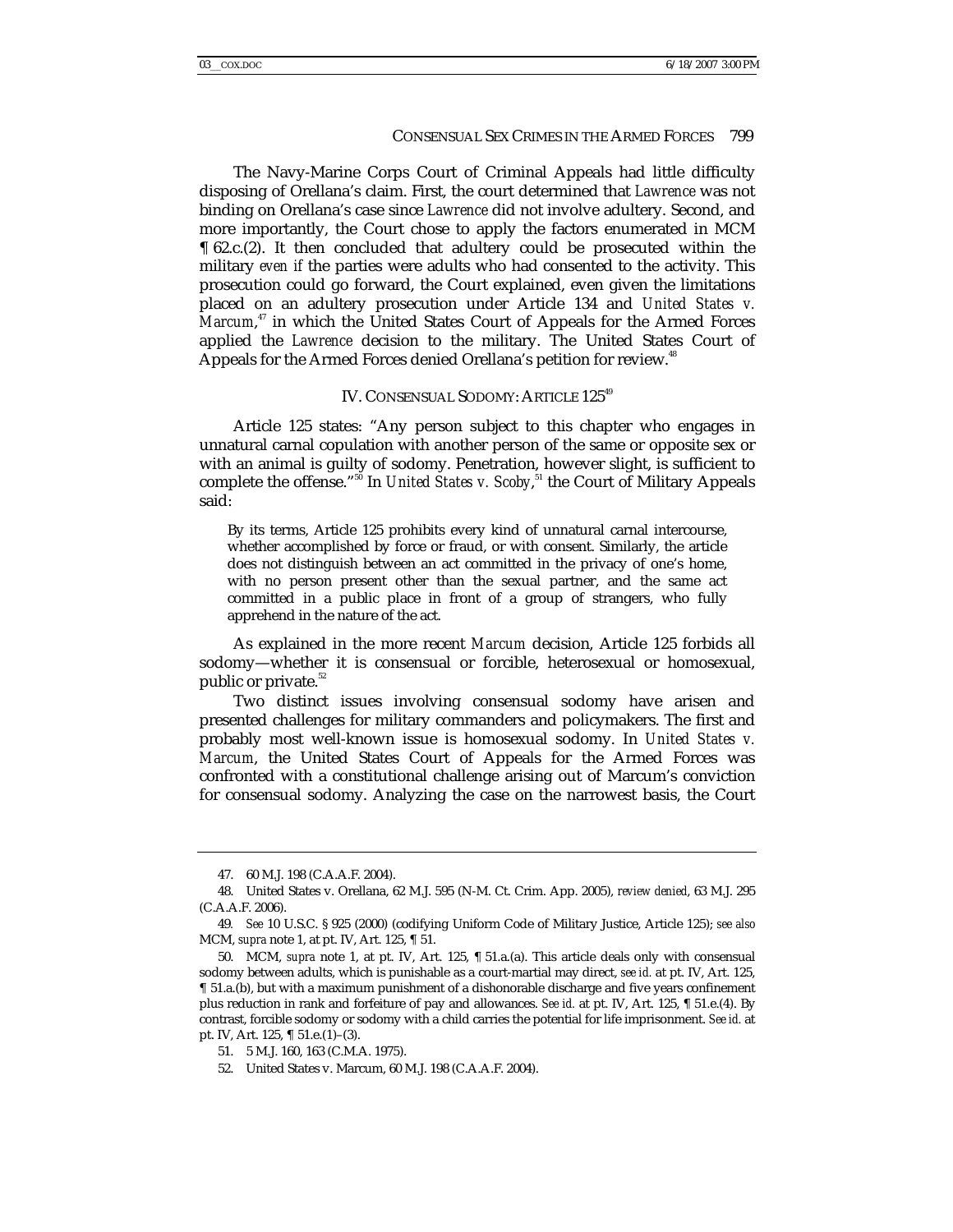The Navy-Marine Corps Court of Criminal Appeals had little difficulty disposing of Orellana's claim. First, the court determined that *Lawrence* was not binding on Orellana's case since *Lawrence* did not involve adultery. Second, and more importantly, the Court chose to apply the factors enumerated in MCM ¶ 62.c.(2). It then concluded that adultery could be prosecuted within the military *even if* the parties were adults who had consented to the activity. This prosecution could go forward, the Court explained, even given the limitations placed on an adultery prosecution under Article 134 and *United States v. Marcum*,[47] in which the United States Court of Appeals for the Armed Forces applied the *Lawrence* decision to the military. The United States Court of Appeals for the Armed Forces denied Orellana's petition for review.[48]

## IV. CONSENSUAL SODOMY: ARTICLE 125[49]

Article 125 states: "Any person subject to this chapter who engages in unnatural carnal copulation with another person of the same or opposite sex or with an animal is guilty of sodomy. Penetration, however slight, is sufficient to complete the offense."[50] In *United States v. Scoby*,[51] the Court of Military Appeals said:

> By its terms, Article 125 prohibits every kind of unnatural carnal intercourse, whether accomplished by force or fraud, or with consent. Similarly, the article does not distinguish between an act committed in the privacy of one's home, with no person present other than the sexual partner, and the same act committed in a public place in front of a group of strangers, who fully apprehend in the nature of the act.

As explained in the more recent *Marcum* decision, Article 125 forbids all sodomy—whether it is consensual or forcible, heterosexual or homosexual, public or private.[52]

Two distinct issues involving consensual sodomy have arisen and presented challenges for military commanders and policymakers. The first and probably most well-known issue is homosexual sodomy. In *United States v. Marcum*, the United States Court of Appeals for the Armed Forces was confronted with a constitutional challenge arising out of Marcum's conviction for consensual sodomy. Analyzing the case on the narrowest basis, the Court

---

47. 60 M.J. 198 (C.A.A.F. 2004).

48. United States v. Orellana, 62 M.J. 595 (N-M. Ct. Crim. App. 2005), *review denied*, 63 M.J. 295 (C.A.A.F. 2006).

49. *See* 10 U.S.C. § 925 (2000) (codifying Uniform Code of Military Justice, Article 125); *see also* MCM, *supra* note 1, at pt. IV, Art. 125, ¶ 51.

50. MCM, *supra* note 1, at pt. IV, Art. 125, ¶ 51.a.(a). This article deals only with consensual sodomy between adults, which is punishable as a court-martial may direct, *see id.* at pt. IV, Art. 125, ¶ 51.a.(b), but with a maximum punishment of a dishonorable discharge and five years confinement plus reduction in rank and forfeiture of pay and allowances. *See id.* at pt. IV, Art. 125, ¶ 51.e.(4). By contrast, forcible sodomy or sodomy with a child carries the potential for life imprisonment. *See id.* at pt. IV, Art. 125, ¶ 51.e.(1)–(3).

51. 5 M.J. 160, 163 (C.M.A. 1975).

52. United States v. Marcum, 60 M.J. 198 (C.A.A.F. 2004).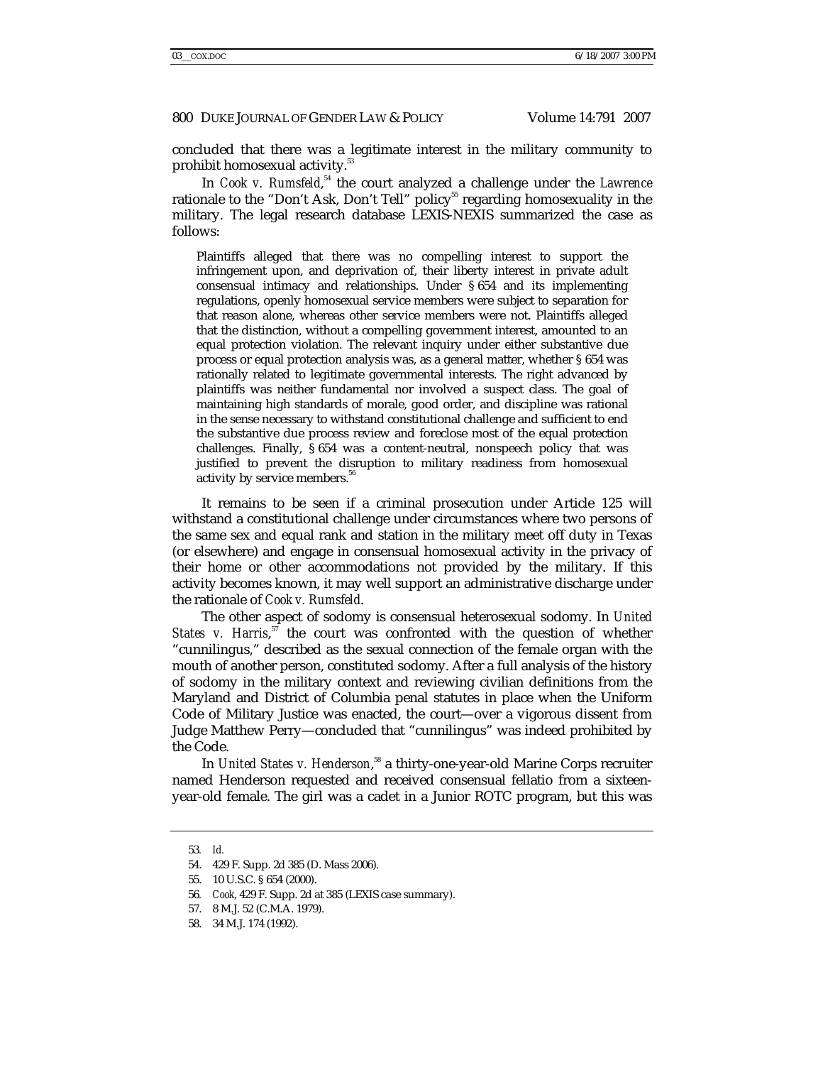concluded that there was a legitimate interest in the military community to prohibit homosexual activity.[53]

In *Cook v. Rumsfeld*,[54] the court analyzed a challenge under the *Lawrence* rationale to the "Don't Ask, Don't Tell" policy[55] regarding homosexuality in the military. The legal research database LEXIS-NEXIS summarized the case as follows:

> Plaintiffs alleged that there was no compelling interest to support the infringement upon, and deprivation of, their liberty interest in private adult consensual intimacy and relationships. Under § 654 and its implementing regulations, openly homosexual service members were subject to separation for that reason alone, whereas other service members were not. Plaintiffs alleged that the distinction, without a compelling government interest, amounted to an equal protection violation. The relevant inquiry under either substantive due process or equal protection analysis was, as a general matter, whether § 654 was rationally related to legitimate governmental interests. The right advanced by plaintiffs was neither fundamental nor involved a suspect class. The goal of maintaining high standards of morale, good order, and discipline was rational in the sense necessary to withstand constitutional challenge and sufficient to end the substantive due process review and foreclose most of the equal protection challenges. Finally, § 654 was a content-neutral, nonspeech policy that was justified to prevent the disruption to military readiness from homosexual activity by service members.[56]

It remains to be seen if a criminal prosecution under Article 125 will withstand a constitutional challenge under circumstances where two persons of the same sex and equal rank and station in the military meet off duty in Texas (or elsewhere) and engage in consensual homosexual activity in the privacy of their home or other accommodations not provided by the military. If this activity becomes known, it may well support an administrative discharge under the rationale of *Cook v. Rumsfeld*.

The other aspect of sodomy is consensual heterosexual sodomy. In *United States v. Harris*,[57] the court was confronted with the question of whether "cunnilingus," described as the sexual connection of the female organ with the mouth of another person, constituted sodomy. After a full analysis of the history of sodomy in the military context and reviewing civilian definitions from the Maryland and District of Columbia penal statutes in place when the Uniform Code of Military Justice was enacted, the court—over a vigorous dissent from Judge Matthew Perry—concluded that "cunnilingus" was indeed prohibited by the Code.

In *United States v. Henderson*,[58] a thirty-one-year-old Marine Corps recruiter named Henderson requested and received consensual fellatio from a sixteen-year-old female. The girl was a cadet in a Junior ROTC program, but this was

---

53. *Id.*

54. 429 F. Supp. 2d 385 (D. Mass 2006).

55. 10 U.S.C. § 654 (2000).

56. *Cook*, 429 F. Supp. 2d at 385 (LEXIS case summary).

57. 8 M.J. 52 (C.M.A. 1979).

58. 34 M.J. 174 (1992).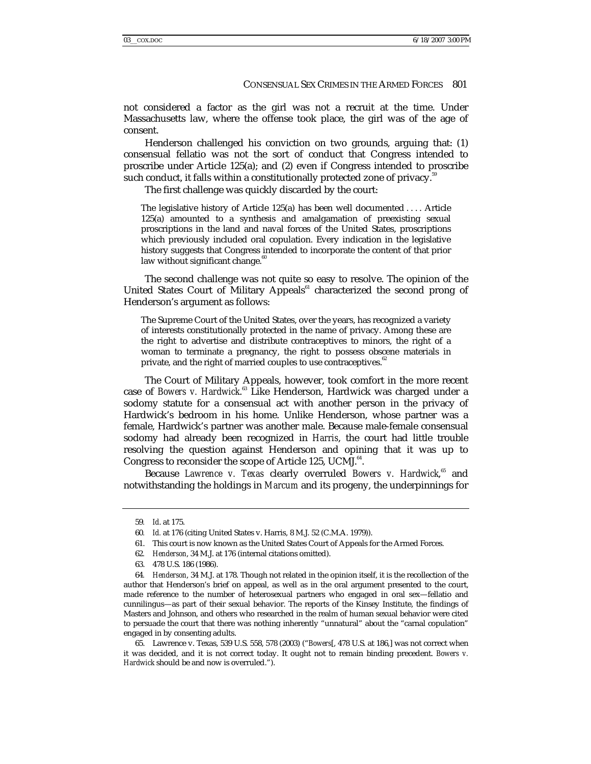not considered a factor as the girl was not a recruit at the time. Under Massachusetts law, where the offense took place, the girl was of the age of consent.

Henderson challenged his conviction on two grounds, arguing that: (1) consensual fellatio was not the sort of conduct that Congress intended to proscribe under Article 125(a); and (2) even if Congress intended to proscribe such conduct, it falls within a constitutionally protected zone of privacy.[59]

The first challenge was quickly discarded by the court:

> The legislative history of Article 125(a) has been well documented . . . . Article 125(a) amounted to a synthesis and amalgamation of preexisting sexual proscriptions in the land and naval forces of the United States, proscriptions which previously included oral copulation. Every indication in the legislative history suggests that Congress intended to incorporate the content of that prior law without significant change.[60]

The second challenge was not quite so easy to resolve. The opinion of the United States Court of Military Appeals[61] characterized the second prong of Henderson's argument as follows:

> The Supreme Court of the United States, over the years, has recognized a variety of interests constitutionally protected in the name of privacy. Among these are the right to advertise and distribute contraceptives to minors, the right of a woman to terminate a pregnancy, the right to possess obscene materials in private, and the right of married couples to use contraceptives.[62]

The Court of Military Appeals, however, took comfort in the more recent case of *Bowers v. Hardwick*.[63] Like Henderson, Hardwick was charged under a sodomy statute for a consensual act with another person in the privacy of Hardwick's bedroom in his home. Unlike Henderson, whose partner was a female, Hardwick's partner was another male. Because male-female consensual sodomy had already been recognized in *Harris*, the court had little trouble resolving the question against Henderson and opining that it was up to Congress to reconsider the scope of Article 125, UCMJ.[64].

Because *Lawrence v. Texas* clearly overruled *Bowers v. Hardwick*,[65] and notwithstanding the holdings in *Marcum* and its progeny, the underpinnings for

---

59. *Id.* at 175.

60. *Id.* at 176 (citing United States v. Harris, 8 M.J. 52 (C.M.A. 1979)).

61. This court is now known as the United States Court of Appeals for the Armed Forces.

62. *Henderson*, 34 M.J. at 176 (internal citations omitted).

63. 478 U.S. 186 (1986).

64. *Henderson*, 34 M.J. at 178. Though not related in the opinion itself, it is the recollection of the author that Henderson's brief on appeal, as well as in the oral argument presented to the court, made reference to the number of heterosexual partners who engaged in oral sex—fellatio and cunnilingus—as part of their sexual behavior. The reports of the Kinsey Institute, the findings of Masters and Johnson, and others who researched in the realm of human sexual behavior were cited to persuade the court that there was nothing inherently "unnatural" about the "carnal copulation" engaged in by consenting adults.

65. Lawrence v. Texas, 539 U.S. 558, 578 (2003) ("*Bowers*[, 478 U.S. at 186,] was not correct when it was decided, and it is not correct today. It ought not to remain binding precedent. *Bowers v. Hardwick* should be and now is overruled.").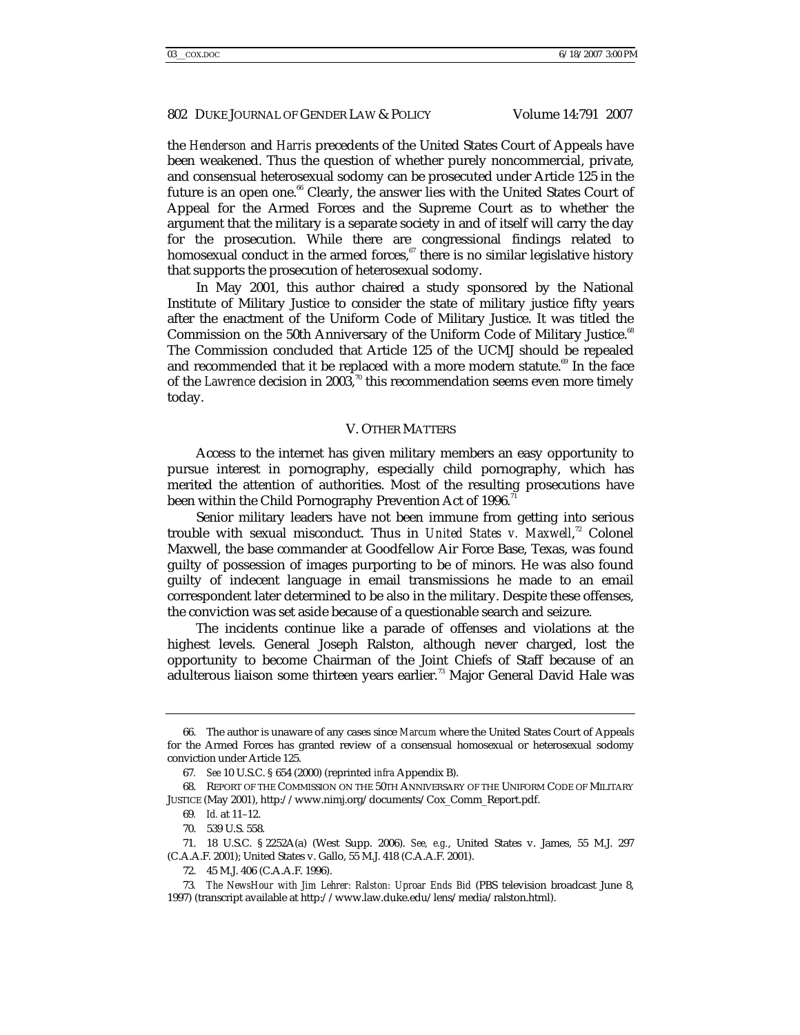the *Henderson* and *Harris* precedents of the United States Court of Appeals have been weakened. Thus the question of whether purely noncommercial, private, and consensual heterosexual sodomy can be prosecuted under Article 125 in the future is an open one.[66] Clearly, the answer lies with the United States Court of Appeal for the Armed Forces and the Supreme Court as to whether the argument that the military is a separate society in and of itself will carry the day for the prosecution. While there are congressional findings related to homosexual conduct in the armed forces,[67] there is no similar legislative history that supports the prosecution of heterosexual sodomy.

In May 2001, this author chaired a study sponsored by the National Institute of Military Justice to consider the state of military justice fifty years after the enactment of the Uniform Code of Military Justice. It was titled the Commission on the 50th Anniversary of the Uniform Code of Military Justice.[68] The Commission concluded that Article 125 of the UCMJ should be repealed and recommended that it be replaced with a more modern statute.[69] In the face of the *Lawrence* decision in 2003,[70] this recommendation seems even more timely today.

## V. OTHER MATTERS

Access to the internet has given military members an easy opportunity to pursue interest in pornography, especially child pornography, which has merited the attention of authorities. Most of the resulting prosecutions have been within the Child Pornography Prevention Act of 1996.[71]

Senior military leaders have not been immune from getting into serious trouble with sexual misconduct. Thus in *United States v. Maxwell*,[72] Colonel Maxwell, the base commander at Goodfellow Air Force Base, Texas, was found guilty of possession of images purporting to be of minors. He was also found guilty of indecent language in email transmissions he made to an email correspondent later determined to be also in the military. Despite these offenses, the conviction was set aside because of a questionable search and seizure.

The incidents continue like a parade of offenses and violations at the highest levels. General Joseph Ralston, although never charged, lost the opportunity to become Chairman of the Joint Chiefs of Staff because of an adulterous liaison some thirteen years earlier.[73] Major General David Hale was

---

66. The author is unaware of any cases since *Marcum* where the United States Court of Appeals for the Armed Forces has granted review of a consensual homosexual or heterosexual sodomy conviction under Article 125.

67. *See* 10 U.S.C. § 654 (2000) (reprinted *infra* Appendix B).

68. REPORT OF THE COMMISSION ON THE 50TH ANNIVERSARY OF THE UNIFORM CODE OF MILITARY JUSTICE (May 2001), http://www.nimj.org/documents/Cox_Comm_Report.pdf.

69. *Id.* at 11–12.

70. 539 U.S. 558.

71. 18 U.S.C. § 2252A(a) (West Supp. 2006). *See, e.g.*, United States v. James, 55 M.J. 297 (C.A.A.F. 2001); United States v. Gallo, 55 M.J. 418 (C.A.A.F. 2001).

72. 45 M.J. 406 (C.A.A.F. 1996).

73. *The NewsHour with Jim Lehrer: Ralston: Uproar Ends Bid* (PBS television broadcast June 8, 1997) (transcript available at http://www.law.duke.edu/lens/media/ralston.html).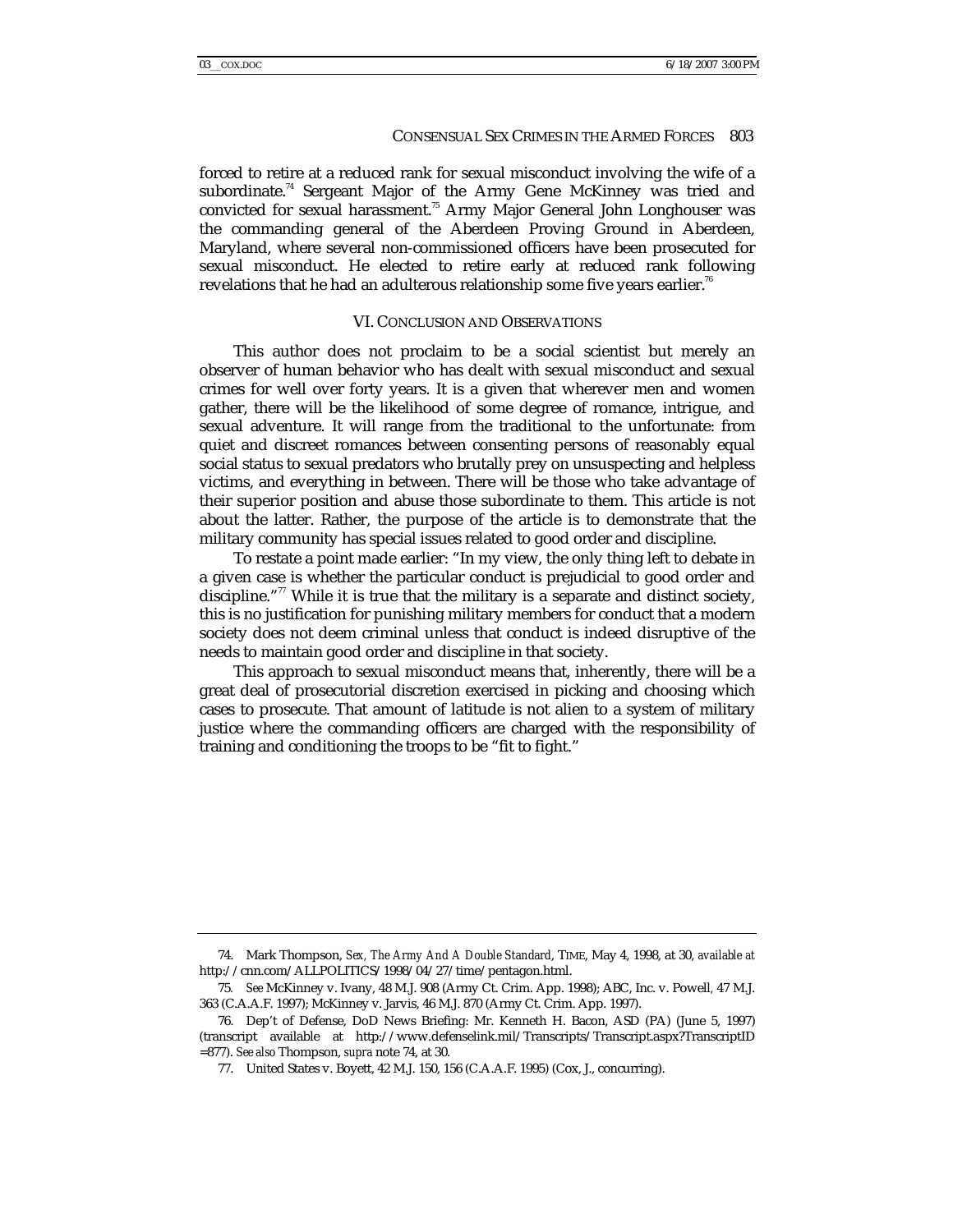forced to retire at a reduced rank for sexual misconduct involving the wife of a subordinate.[74] Sergeant Major of the Army Gene McKinney was tried and convicted for sexual harassment.[75] Army Major General John Longhouser was the commanding general of the Aberdeen Proving Ground in Aberdeen, Maryland, where several non-commissioned officers have been prosecuted for sexual misconduct. He elected to retire early at reduced rank following revelations that he had an adulterous relationship some five years earlier.[76]

## VI. CONCLUSION AND OBSERVATIONS

This author does not proclaim to be a social scientist but merely an observer of human behavior who has dealt with sexual misconduct and sexual crimes for well over forty years. It is a given that wherever men and women gather, there will be the likelihood of some degree of romance, intrigue, and sexual adventure. It will range from the traditional to the unfortunate: from quiet and discreet romances between consenting persons of reasonably equal social status to sexual predators who brutally prey on unsuspecting and helpless victims, and everything in between. There will be those who take advantage of their superior position and abuse those subordinate to them. This article is not about the latter. Rather, the purpose of the article is to demonstrate that the military community has special issues related to good order and discipline.

To restate a point made earlier: "In my view, the only thing left to debate in a given case is whether the particular conduct is prejudicial to good order and discipline."[77] While it is true that the military is a separate and distinct society, this is no justification for punishing military members for conduct that a modern society does not deem criminal unless that conduct is indeed disruptive of the needs to maintain good order and discipline in that society.

This approach to sexual misconduct means that, inherently, there will be a great deal of prosecutorial discretion exercised in picking and choosing which cases to prosecute. That amount of latitude is not alien to a system of military justice where the commanding officers are charged with the responsibility of training and conditioning the troops to be "fit to fight."

---

74. Mark Thompson, *Sex, The Army And A Double Standard*, TIME, May 4, 1998, at 30, *available at* http://cnn.com/ALLPOLITICS/1998/04/27/time/pentagon.html.

75. *See* McKinney v. Ivany, 48 M.J. 908 (Army Ct. Crim. App. 1998); ABC, Inc. v. Powell, 47 M.J. 363 (C.A.A.F. 1997); McKinney v. Jarvis, 46 M.J. 870 (Army Ct. Crim. App. 1997).

76. Dep't of Defense, DoD News Briefing: Mr. Kenneth H. Bacon, ASD (PA) (June 5, 1997) (transcript available at http://www.defenselink.mil/Transcripts/Transcript.aspx?TranscriptID=877). *See also* Thompson, *supra* note 74, at 30.

77. United States v. Boyett, 42 M.J. 150, 156 (C.A.A.F. 1995) (Cox, J., concurring).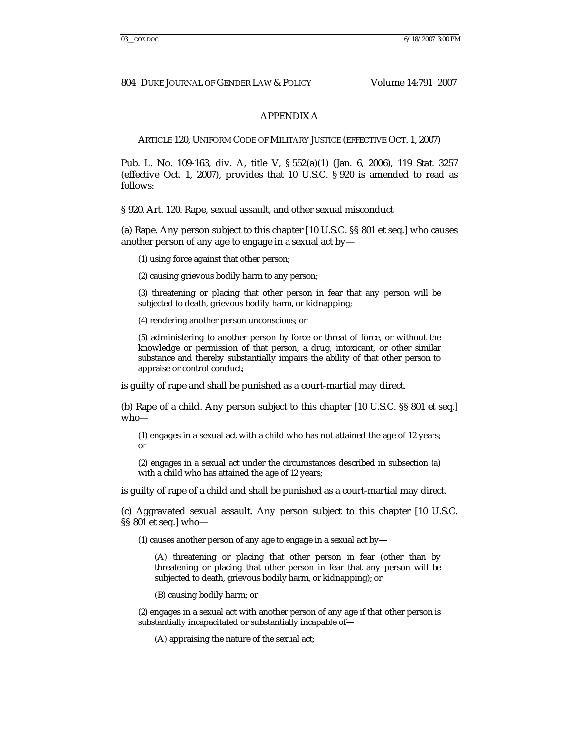## APPENDIX A

ARTICLE 120, UNIFORM CODE OF MILITARY JUSTICE (EFFECTIVE OCT. 1, 2007)

Pub. L. No. 109-163, div. A, title V, § 552(a)(1) (Jan. 6, 2006), 119 Stat. 3257 (effective Oct. 1, 2007), provides that 10 U.S.C. § 920 is amended to read as follows:

§ 920. Art. 120. Rape, sexual assault, and other sexual misconduct

(a) Rape. Any person subject to this chapter [10 U.S.C. §§ 801 et seq.] who causes another person of any age to engage in a sexual act by—

> (1) using force against that other person;
>
> (2) causing grievous bodily harm to any person;
>
> (3) threatening or placing that other person in fear that any person will be subjected to death, grievous bodily harm, or kidnapping;
>
> (4) rendering another person unconscious; or
>
> (5) administering to another person by force or threat of force, or without the knowledge or permission of that person, a drug, intoxicant, or other similar substance and thereby substantially impairs the ability of that other person to appraise or control conduct;

is guilty of rape and shall be punished as a court-martial may direct.

(b) Rape of a child. Any person subject to this chapter [10 U.S.C. §§ 801 et seq.] who—

> (1) engages in a sexual act with a child who has not attained the age of 12 years; or
>
> (2) engages in a sexual act under the circumstances described in subsection (a) with a child who has attained the age of 12 years;

is guilty of rape of a child and shall be punished as a court-martial may direct.

(c) Aggravated sexual assault. Any person subject to this chapter [10 U.S.C. §§ 801 et seq.] who—

> (1) causes another person of any age to engage in a sexual act by—
>
> > (A) threatening or placing that other person in fear (other than by threatening or placing that other person in fear that any person will be subjected to death, grievous bodily harm, or kidnapping); or
> >
> > (B) causing bodily harm; or
>
> (2) engages in a sexual act with another person of any age if that other person is substantially incapacitated or substantially incapable of—
>
> > (A) appraising the nature of the sexual act;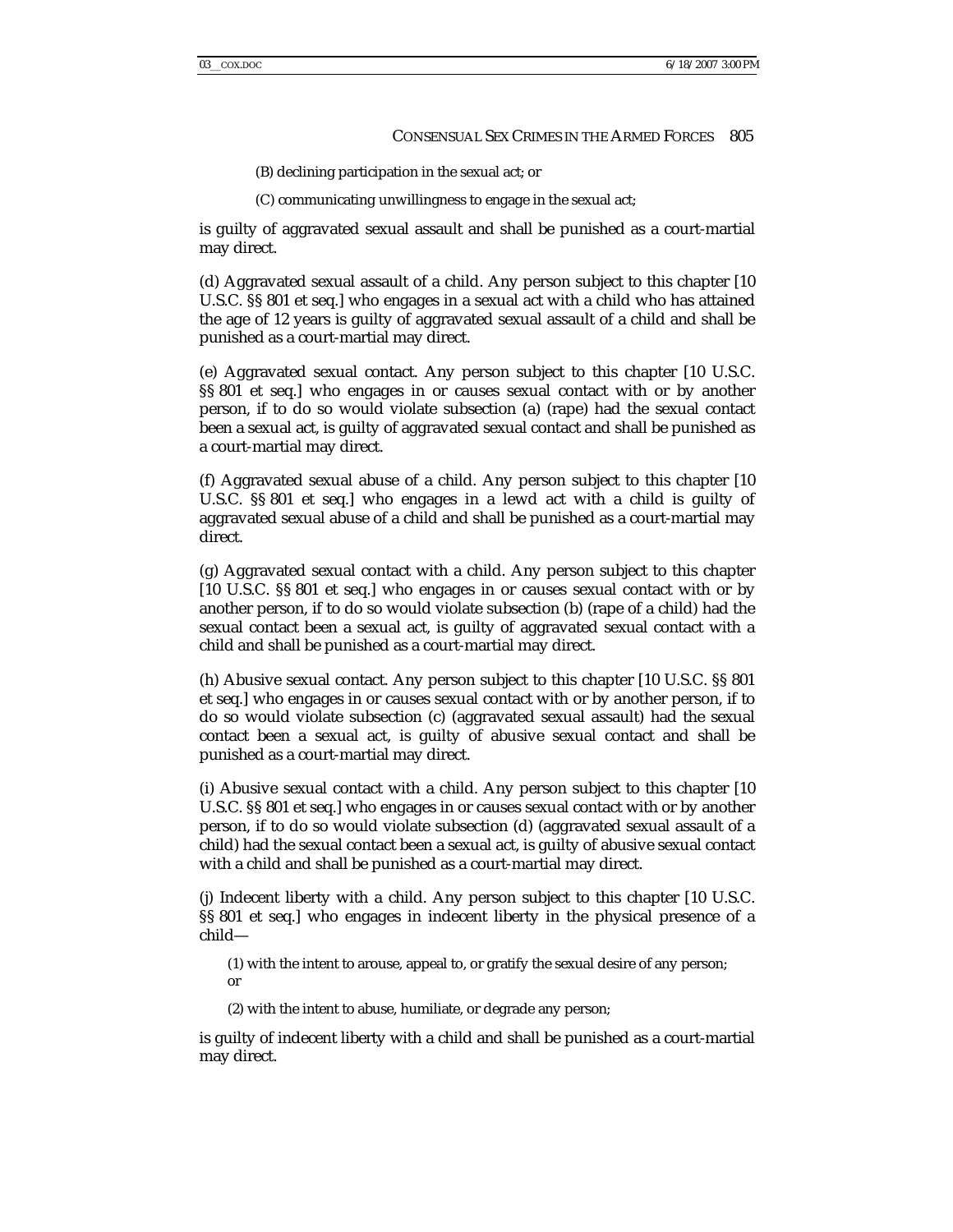(B) declining participation in the sexual act; or

(C) communicating unwillingness to engage in the sexual act;

is guilty of aggravated sexual assault and shall be punished as a court-martial may direct.

(d) Aggravated sexual assault of a child. Any person subject to this chapter [10 U.S.C. §§ 801 et seq.] who engages in a sexual act with a child who has attained the age of 12 years is guilty of aggravated sexual assault of a child and shall be punished as a court-martial may direct.

(e) Aggravated sexual contact. Any person subject to this chapter [10 U.S.C. §§ 801 et seq.] who engages in or causes sexual contact with or by another person, if to do so would violate subsection (a) (rape) had the sexual contact been a sexual act, is guilty of aggravated sexual contact and shall be punished as a court-martial may direct.

(f) Aggravated sexual abuse of a child. Any person subject to this chapter [10 U.S.C. §§ 801 et seq.] who engages in a lewd act with a child is guilty of aggravated sexual abuse of a child and shall be punished as a court-martial may direct.

(g) Aggravated sexual contact with a child. Any person subject to this chapter [10 U.S.C. §§ 801 et seq.] who engages in or causes sexual contact with or by another person, if to do so would violate subsection (b) (rape of a child) had the sexual contact been a sexual act, is guilty of aggravated sexual contact with a child and shall be punished as a court-martial may direct.

(h) Abusive sexual contact. Any person subject to this chapter [10 U.S.C. §§ 801 et seq.] who engages in or causes sexual contact with or by another person, if to do so would violate subsection (c) (aggravated sexual assault) had the sexual contact been a sexual act, is guilty of abusive sexual contact and shall be punished as a court-martial may direct.

(i) Abusive sexual contact with a child. Any person subject to this chapter [10 U.S.C. §§ 801 et seq.] who engages in or causes sexual contact with or by another person, if to do so would violate subsection (d) (aggravated sexual assault of a child) had the sexual contact been a sexual act, is guilty of abusive sexual contact with a child and shall be punished as a court-martial may direct.

(j) Indecent liberty with a child. Any person subject to this chapter [10 U.S.C. §§ 801 et seq.] who engages in indecent liberty in the physical presence of a child—

(1) with the intent to arouse, appeal to, or gratify the sexual desire of any person; or

(2) with the intent to abuse, humiliate, or degrade any person;

is guilty of indecent liberty with a child and shall be punished as a court-martial may direct.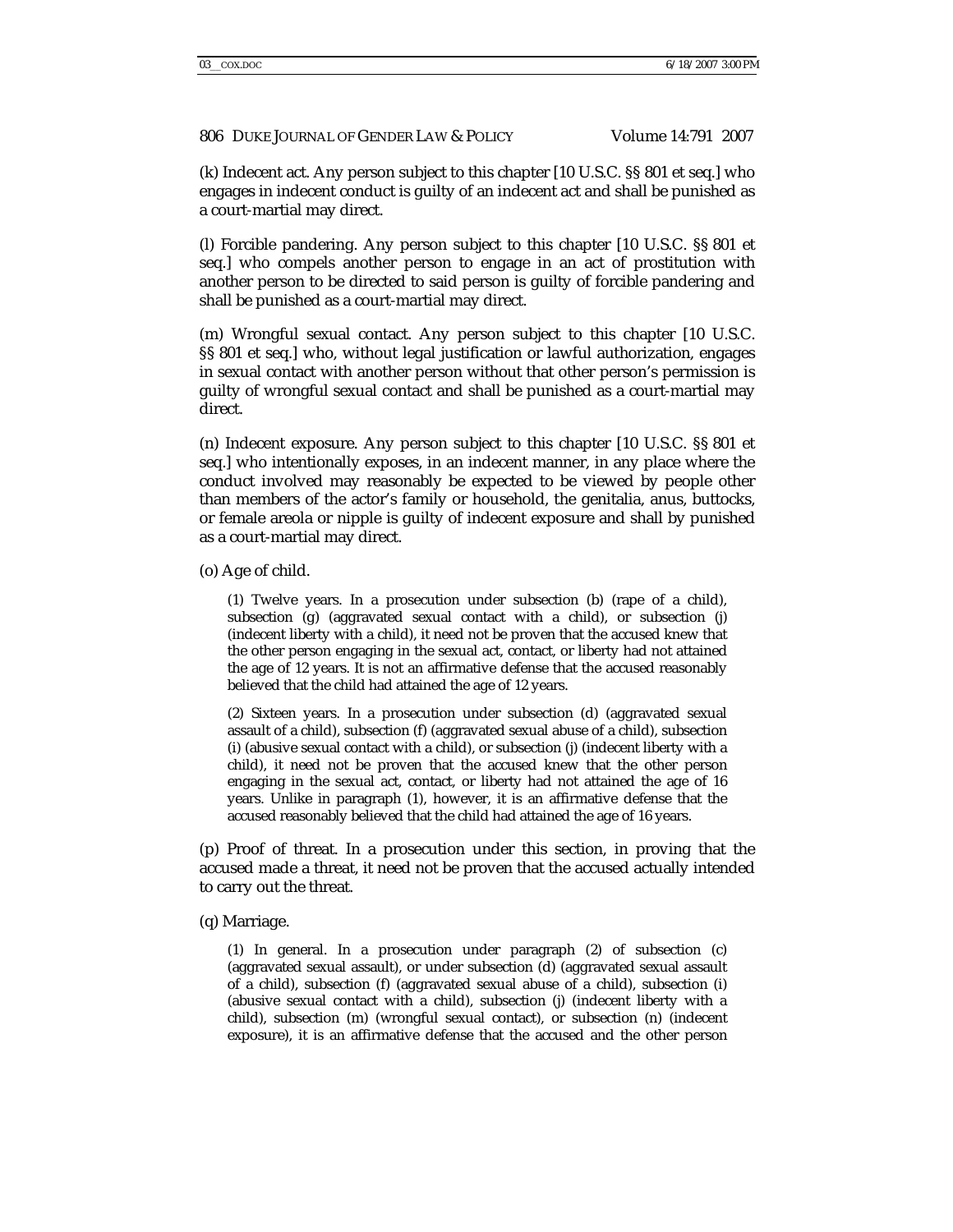(k) Indecent act. Any person subject to this chapter [10 U.S.C. §§ 801 et seq.] who engages in indecent conduct is guilty of an indecent act and shall be punished as a court-martial may direct.

(l) Forcible pandering. Any person subject to this chapter [10 U.S.C. §§ 801 et seq.] who compels another person to engage in an act of prostitution with another person to be directed to said person is guilty of forcible pandering and shall be punished as a court-martial may direct.

(m) Wrongful sexual contact. Any person subject to this chapter [10 U.S.C. §§ 801 et seq.] who, without legal justification or lawful authorization, engages in sexual contact with another person without that other person's permission is guilty of wrongful sexual contact and shall be punished as a court-martial may direct.

(n) Indecent exposure. Any person subject to this chapter [10 U.S.C. §§ 801 et seq.] who intentionally exposes, in an indecent manner, in any place where the conduct involved may reasonably be expected to be viewed by people other than members of the actor's family or household, the genitalia, anus, buttocks, or female areola or nipple is guilty of indecent exposure and shall by punished as a court-martial may direct.

(o) Age of child.

> (1) Twelve years. In a prosecution under subsection (b) (rape of a child), subsection (g) (aggravated sexual contact with a child), or subsection (j) (indecent liberty with a child), it need not be proven that the accused knew that the other person engaging in the sexual act, contact, or liberty had not attained the age of 12 years. It is not an affirmative defense that the accused reasonably believed that the child had attained the age of 12 years.
>
> (2) Sixteen years. In a prosecution under subsection (d) (aggravated sexual assault of a child), subsection (f) (aggravated sexual abuse of a child), subsection (i) (abusive sexual contact with a child), or subsection (j) (indecent liberty with a child), it need not be proven that the accused knew that the other person engaging in the sexual act, contact, or liberty had not attained the age of 16 years. Unlike in paragraph (1), however, it is an affirmative defense that the accused reasonably believed that the child had attained the age of 16 years.

(p) Proof of threat. In a prosecution under this section, in proving that the accused made a threat, it need not be proven that the accused actually intended to carry out the threat.

(q) Marriage.

> (1) In general. In a prosecution under paragraph (2) of subsection (c) (aggravated sexual assault), or under subsection (d) (aggravated sexual assault of a child), subsection (f) (aggravated sexual abuse of a child), subsection (i) (abusive sexual contact with a child), subsection (j) (indecent liberty with a child), subsection (m) (wrongful sexual contact), or subsection (n) (indecent exposure), it is an affirmative defense that the accused and the other person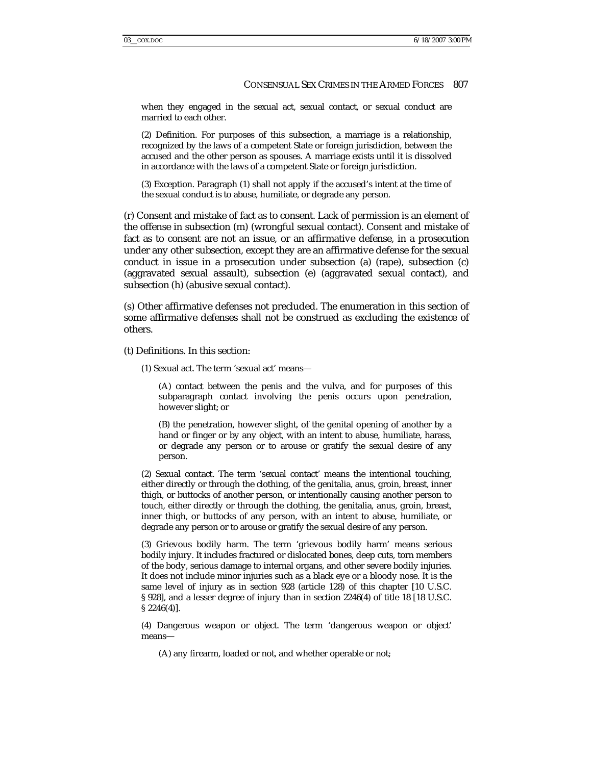when they engaged in the sexual act, sexual contact, or sexual conduct are married to each other.

(2) Definition. For purposes of this subsection, a marriage is a relationship, recognized by the laws of a competent State or foreign jurisdiction, between the accused and the other person as spouses. A marriage exists until it is dissolved in accordance with the laws of a competent State or foreign jurisdiction.

(3) Exception. Paragraph (1) shall not apply if the accused's intent at the time of the sexual conduct is to abuse, humiliate, or degrade any person.

(r) Consent and mistake of fact as to consent. Lack of permission is an element of the offense in subsection (m) (wrongful sexual contact). Consent and mistake of fact as to consent are not an issue, or an affirmative defense, in a prosecution under any other subsection, except they are an affirmative defense for the sexual conduct in issue in a prosecution under subsection (a) (rape), subsection (c) (aggravated sexual assault), subsection (e) (aggravated sexual contact), and subsection (h) (abusive sexual contact).

(s) Other affirmative defenses not precluded. The enumeration in this section of some affirmative defenses shall not be construed as excluding the existence of others.

(t) Definitions. In this section:

(1) Sexual act. The term 'sexual act' means—

(A) contact between the penis and the vulva, and for purposes of this subparagraph contact involving the penis occurs upon penetration, however slight; or

(B) the penetration, however slight, of the genital opening of another by a hand or finger or by any object, with an intent to abuse, humiliate, harass, or degrade any person or to arouse or gratify the sexual desire of any person.

(2) Sexual contact. The term 'sexual contact' means the intentional touching, either directly or through the clothing, of the genitalia, anus, groin, breast, inner thigh, or buttocks of another person, or intentionally causing another person to touch, either directly or through the clothing, the genitalia, anus, groin, breast, inner thigh, or buttocks of any person, with an intent to abuse, humiliate, or degrade any person or to arouse or gratify the sexual desire of any person.

(3) Grievous bodily harm. The term 'grievous bodily harm' means serious bodily injury. It includes fractured or dislocated bones, deep cuts, torn members of the body, serious damage to internal organs, and other severe bodily injuries. It does not include minor injuries such as a black eye or a bloody nose. It is the same level of injury as in section 928 (article 128) of this chapter [10 U.S.C. § 928], and a lesser degree of injury than in section 2246(4) of title 18 [18 U.S.C. § 2246(4)].

(4) Dangerous weapon or object. The term 'dangerous weapon or object' means—

(A) any firearm, loaded or not, and whether operable or not;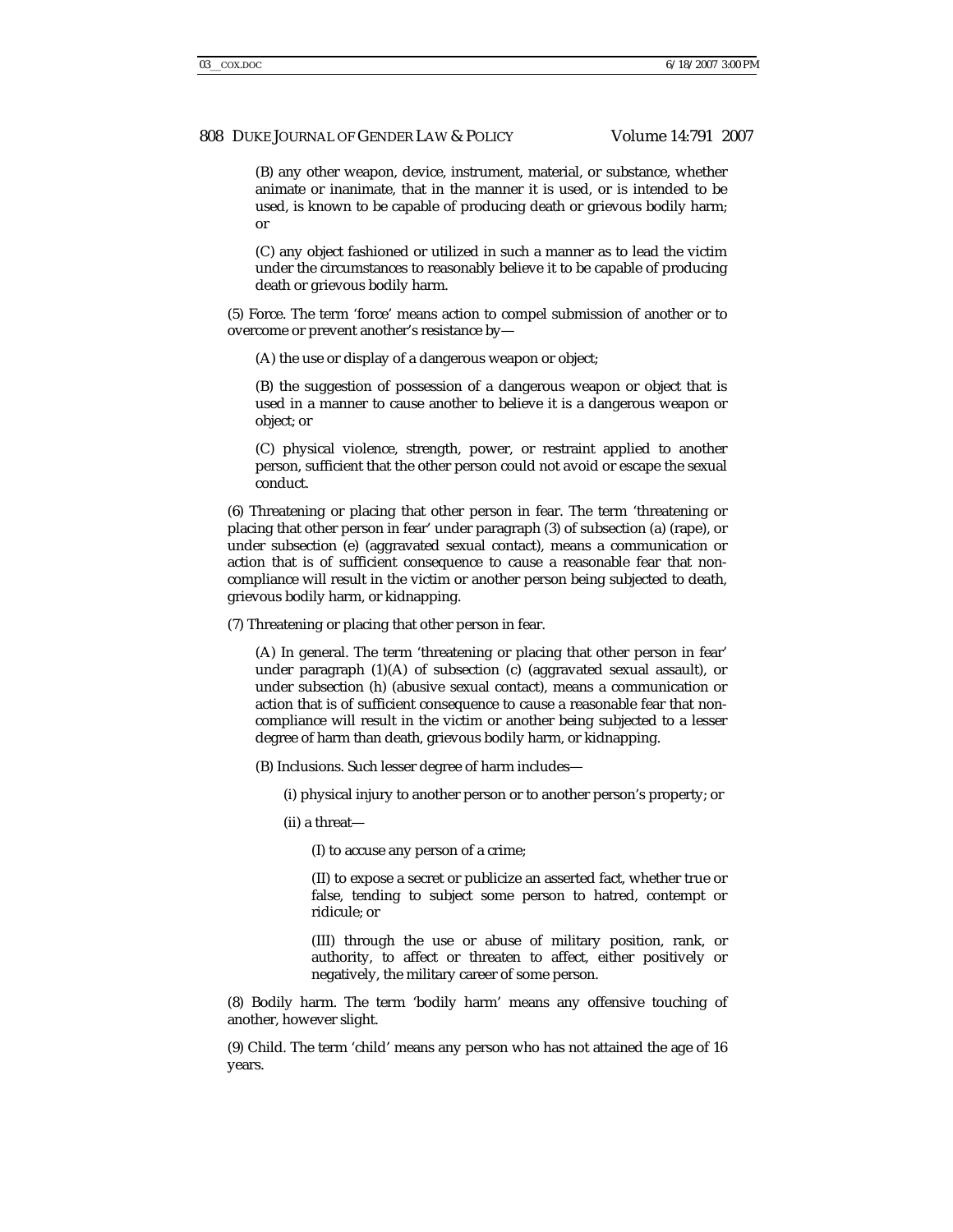(B) any other weapon, device, instrument, material, or substance, whether animate or inanimate, that in the manner it is used, or is intended to be used, is known to be capable of producing death or grievous bodily harm; or

(C) any object fashioned or utilized in such a manner as to lead the victim under the circumstances to reasonably believe it to be capable of producing death or grievous bodily harm.

(5) Force. The term 'force' means action to compel submission of another or to overcome or prevent another's resistance by—

(A) the use or display of a dangerous weapon or object;

(B) the suggestion of possession of a dangerous weapon or object that is used in a manner to cause another to believe it is a dangerous weapon or object; or

(C) physical violence, strength, power, or restraint applied to another person, sufficient that the other person could not avoid or escape the sexual conduct.

(6) Threatening or placing that other person in fear. The term 'threatening or placing that other person in fear' under paragraph (3) of subsection (a) (rape), or under subsection (e) (aggravated sexual contact), means a communication or action that is of sufficient consequence to cause a reasonable fear that non-compliance will result in the victim or another person being subjected to death, grievous bodily harm, or kidnapping.

(7) Threatening or placing that other person in fear.

(A) In general. The term 'threatening or placing that other person in fear' under paragraph (1)(A) of subsection (c) (aggravated sexual assault), or under subsection (h) (abusive sexual contact), means a communication or action that is of sufficient consequence to cause a reasonable fear that non-compliance will result in the victim or another being subjected to a lesser degree of harm than death, grievous bodily harm, or kidnapping.

(B) Inclusions. Such lesser degree of harm includes—

(i) physical injury to another person or to another person's property; or

(ii) a threat—

(I) to accuse any person of a crime;

(II) to expose a secret or publicize an asserted fact, whether true or false, tending to subject some person to hatred, contempt or ridicule; or

(III) through the use or abuse of military position, rank, or authority, to affect or threaten to affect, either positively or negatively, the military career of some person.

(8) Bodily harm. The term 'bodily harm' means any offensive touching of another, however slight.

(9) Child. The term 'child' means any person who has not attained the age of 16 years.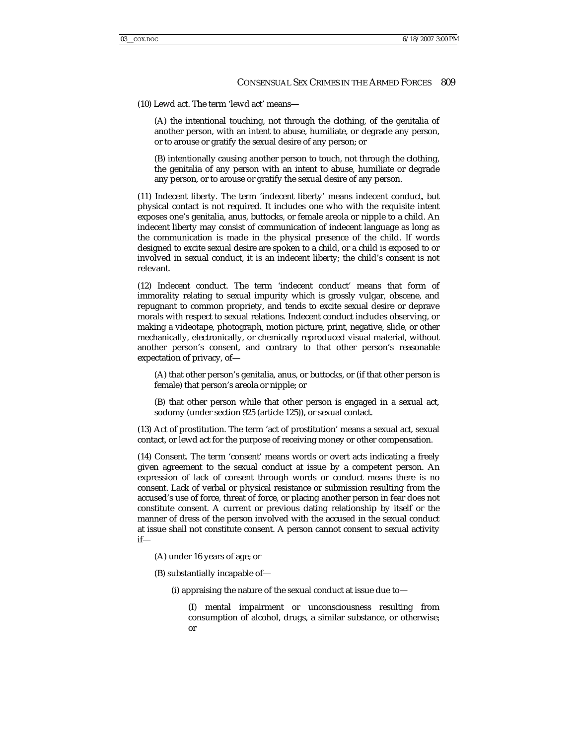(10) Lewd act. The term 'lewd act' means—

(A) the intentional touching, not through the clothing, of the genitalia of another person, with an intent to abuse, humiliate, or degrade any person, or to arouse or gratify the sexual desire of any person; or

(B) intentionally causing another person to touch, not through the clothing, the genitalia of any person with an intent to abuse, humiliate or degrade any person, or to arouse or gratify the sexual desire of any person.

(11) Indecent liberty. The term 'indecent liberty' means indecent conduct, but physical contact is not required. It includes one who with the requisite intent exposes one's genitalia, anus, buttocks, or female areola or nipple to a child. An indecent liberty may consist of communication of indecent language as long as the communication is made in the physical presence of the child. If words designed to excite sexual desire are spoken to a child, or a child is exposed to or involved in sexual conduct, it is an indecent liberty; the child's consent is not relevant.

(12) Indecent conduct. The term 'indecent conduct' means that form of immorality relating to sexual impurity which is grossly vulgar, obscene, and repugnant to common propriety, and tends to excite sexual desire or deprave morals with respect to sexual relations. Indecent conduct includes observing, or making a videotape, photograph, motion picture, print, negative, slide, or other mechanically, electronically, or chemically reproduced visual material, without another person's consent, and contrary to that other person's reasonable expectation of privacy, of—

(A) that other person's genitalia, anus, or buttocks, or (if that other person is female) that person's areola or nipple; or

(B) that other person while that other person is engaged in a sexual act, sodomy (under section 925 (article 125)), or sexual contact.

(13) Act of prostitution. The term 'act of prostitution' means a sexual act, sexual contact, or lewd act for the purpose of receiving money or other compensation.

(14) Consent. The term 'consent' means words or overt acts indicating a freely given agreement to the sexual conduct at issue by a competent person. An expression of lack of consent through words or conduct means there is no consent. Lack of verbal or physical resistance or submission resulting from the accused's use of force, threat of force, or placing another person in fear does not constitute consent. A current or previous dating relationship by itself or the manner of dress of the person involved with the accused in the sexual conduct at issue shall not constitute consent. A person cannot consent to sexual activity if—

(A) under 16 years of age; or

(B) substantially incapable of—

(i) appraising the nature of the sexual conduct at issue due to—

(I) mental impairment or unconsciousness resulting from consumption of alcohol, drugs, a similar substance, or otherwise; or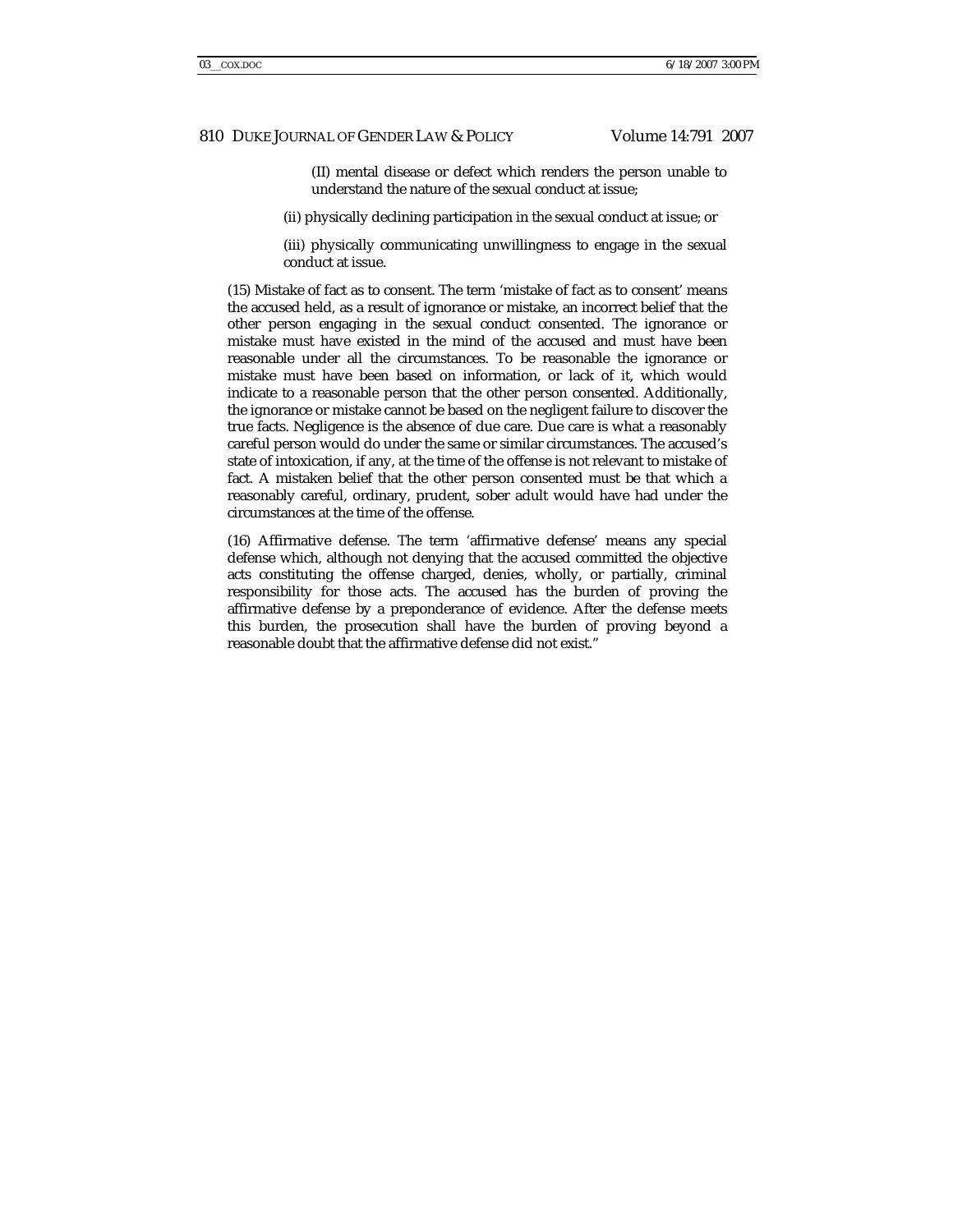(II) mental disease or defect which renders the person unable to understand the nature of the sexual conduct at issue;

(ii) physically declining participation in the sexual conduct at issue; or

(iii) physically communicating unwillingness to engage in the sexual conduct at issue.

(15) Mistake of fact as to consent. The term 'mistake of fact as to consent' means the accused held, as a result of ignorance or mistake, an incorrect belief that the other person engaging in the sexual conduct consented. The ignorance or mistake must have existed in the mind of the accused and must have been reasonable under all the circumstances. To be reasonable the ignorance or mistake must have been based on information, or lack of it, which would indicate to a reasonable person that the other person consented. Additionally, the ignorance or mistake cannot be based on the negligent failure to discover the true facts. Negligence is the absence of due care. Due care is what a reasonably careful person would do under the same or similar circumstances. The accused's state of intoxication, if any, at the time of the offense is not relevant to mistake of fact. A mistaken belief that the other person consented must be that which a reasonably careful, ordinary, prudent, sober adult would have had under the circumstances at the time of the offense.

(16) Affirmative defense. The term 'affirmative defense' means any special defense which, although not denying that the accused committed the objective acts constituting the offense charged, denies, wholly, or partially, criminal responsibility for those acts. The accused has the burden of proving the affirmative defense by a preponderance of evidence. After the defense meets this burden, the prosecution shall have the burden of proving beyond a reasonable doubt that the affirmative defense did not exist."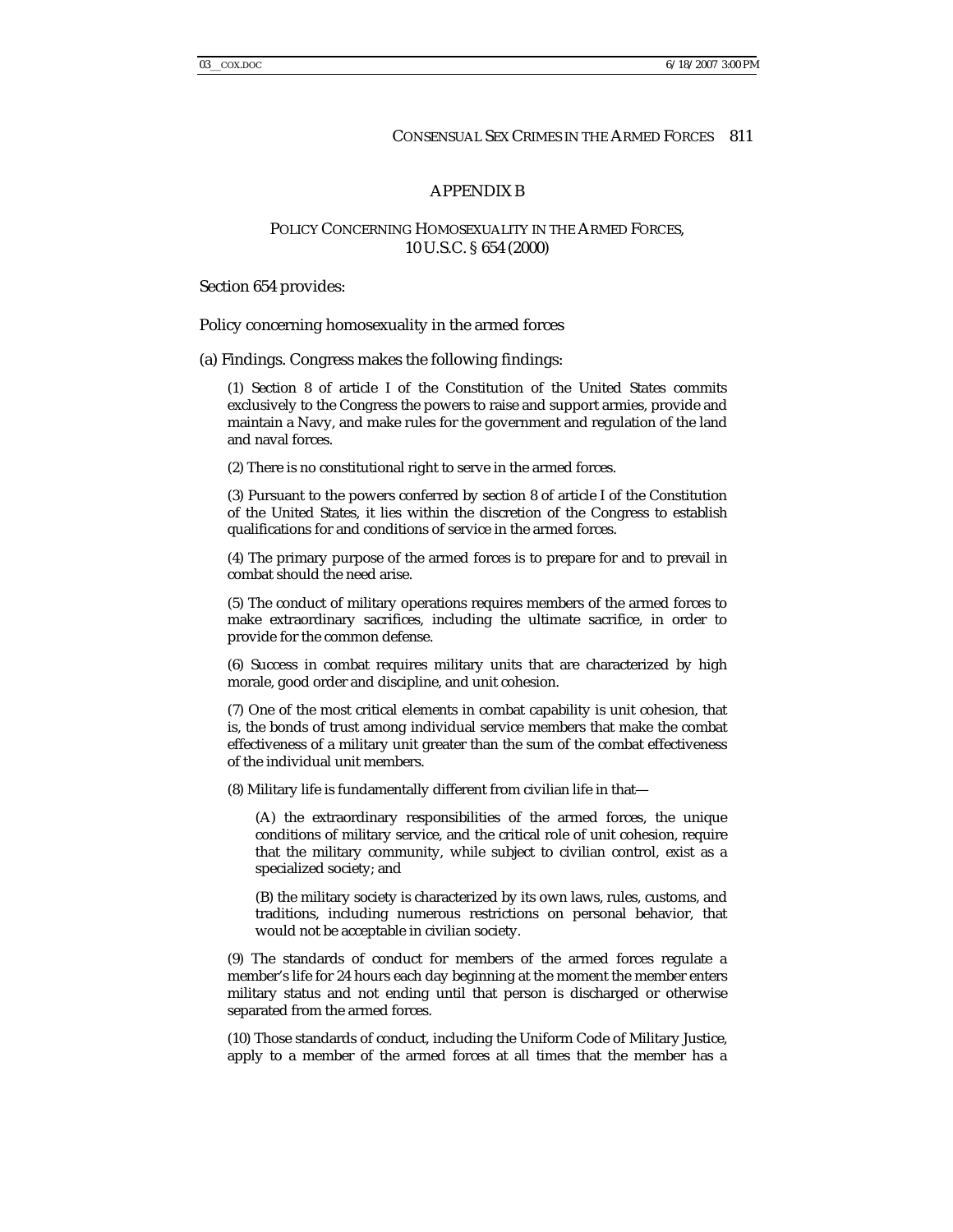## APPENDIX B

### POLICY CONCERNING HOMOSEXUALITY IN THE ARMED FORCES, 10 U.S.C. § 654 (2000)

Section 654 provides:

Policy concerning homosexuality in the armed forces

(a) Findings. Congress makes the following findings:

> (1) Section 8 of article I of the Constitution of the United States commits exclusively to the Congress the powers to raise and support armies, provide and maintain a Navy, and make rules for the government and regulation of the land and naval forces.
>
> (2) There is no constitutional right to serve in the armed forces.
>
> (3) Pursuant to the powers conferred by section 8 of article I of the Constitution of the United States, it lies within the discretion of the Congress to establish qualifications for and conditions of service in the armed forces.
>
> (4) The primary purpose of the armed forces is to prepare for and to prevail in combat should the need arise.
>
> (5) The conduct of military operations requires members of the armed forces to make extraordinary sacrifices, including the ultimate sacrifice, in order to provide for the common defense.
>
> (6) Success in combat requires military units that are characterized by high morale, good order and discipline, and unit cohesion.
>
> (7) One of the most critical elements in combat capability is unit cohesion, that is, the bonds of trust among individual service members that make the combat effectiveness of a military unit greater than the sum of the combat effectiveness of the individual unit members.
>
> (8) Military life is fundamentally different from civilian life in that—
>
> > (A) the extraordinary responsibilities of the armed forces, the unique conditions of military service, and the critical role of unit cohesion, require that the military community, while subject to civilian control, exist as a specialized society; and
> >
> > (B) the military society is characterized by its own laws, rules, customs, and traditions, including numerous restrictions on personal behavior, that would not be acceptable in civilian society.
>
> (9) The standards of conduct for members of the armed forces regulate a member's life for 24 hours each day beginning at the moment the member enters military status and not ending until that person is discharged or otherwise separated from the armed forces.
>
> (10) Those standards of conduct, including the Uniform Code of Military Justice, apply to a member of the armed forces at all times that the member has a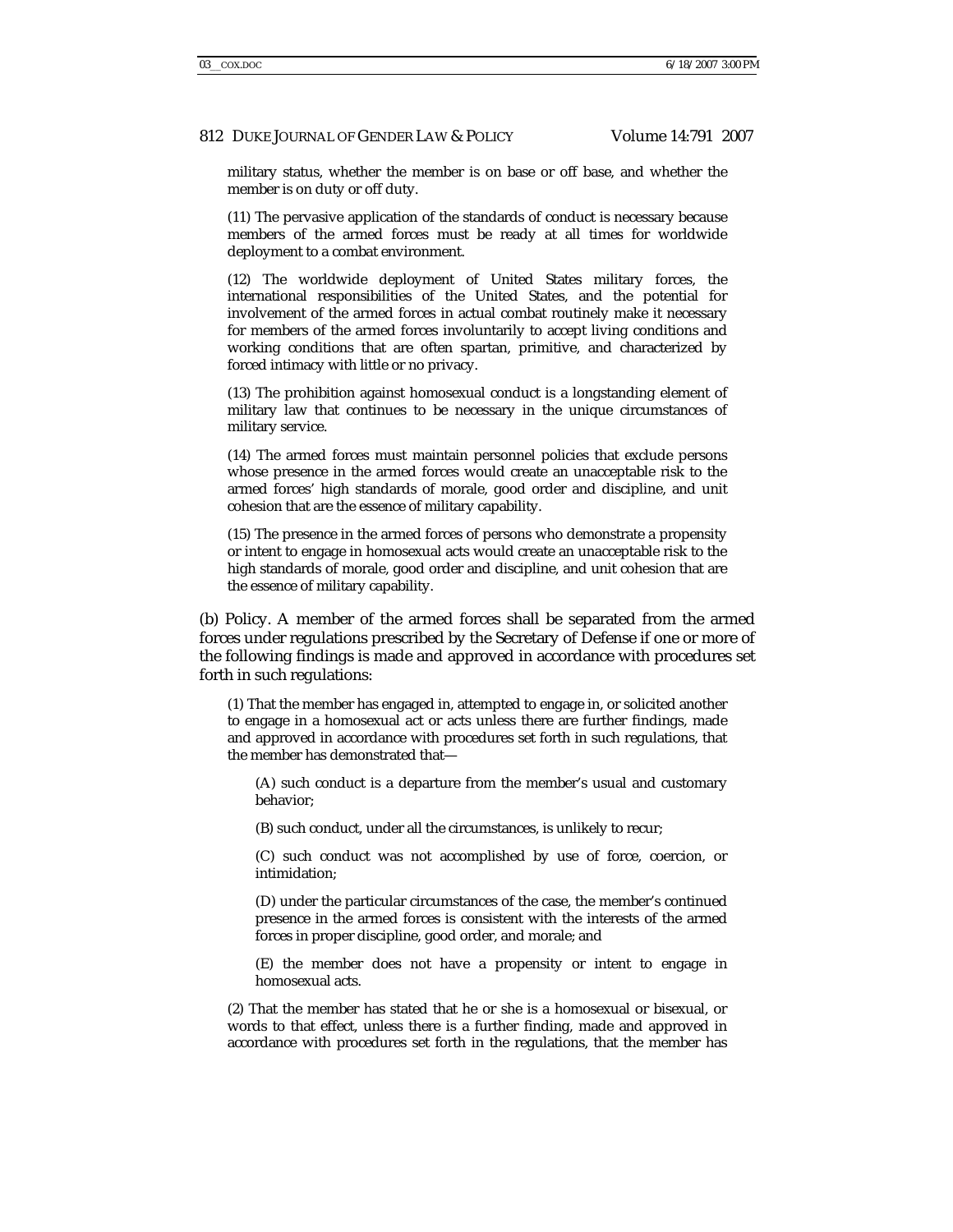military status, whether the member is on base or off base, and whether the member is on duty or off duty.

(11) The pervasive application of the standards of conduct is necessary because members of the armed forces must be ready at all times for worldwide deployment to a combat environment.

(12) The worldwide deployment of United States military forces, the international responsibilities of the United States, and the potential for involvement of the armed forces in actual combat routinely make it necessary for members of the armed forces involuntarily to accept living conditions and working conditions that are often spartan, primitive, and characterized by forced intimacy with little or no privacy.

(13) The prohibition against homosexual conduct is a longstanding element of military law that continues to be necessary in the unique circumstances of military service.

(14) The armed forces must maintain personnel policies that exclude persons whose presence in the armed forces would create an unacceptable risk to the armed forces' high standards of morale, good order and discipline, and unit cohesion that are the essence of military capability.

(15) The presence in the armed forces of persons who demonstrate a propensity or intent to engage in homosexual acts would create an unacceptable risk to the high standards of morale, good order and discipline, and unit cohesion that are the essence of military capability.

(b) Policy. A member of the armed forces shall be separated from the armed forces under regulations prescribed by the Secretary of Defense if one or more of the following findings is made and approved in accordance with procedures set forth in such regulations:

(1) That the member has engaged in, attempted to engage in, or solicited another to engage in a homosexual act or acts unless there are further findings, made and approved in accordance with procedures set forth in such regulations, that the member has demonstrated that—

(A) such conduct is a departure from the member's usual and customary behavior;

(B) such conduct, under all the circumstances, is unlikely to recur;

(C) such conduct was not accomplished by use of force, coercion, or intimidation;

(D) under the particular circumstances of the case, the member's continued presence in the armed forces is consistent with the interests of the armed forces in proper discipline, good order, and morale; and

(E) the member does not have a propensity or intent to engage in homosexual acts.

(2) That the member has stated that he or she is a homosexual or bisexual, or words to that effect, unless there is a further finding, made and approved in accordance with procedures set forth in the regulations, that the member has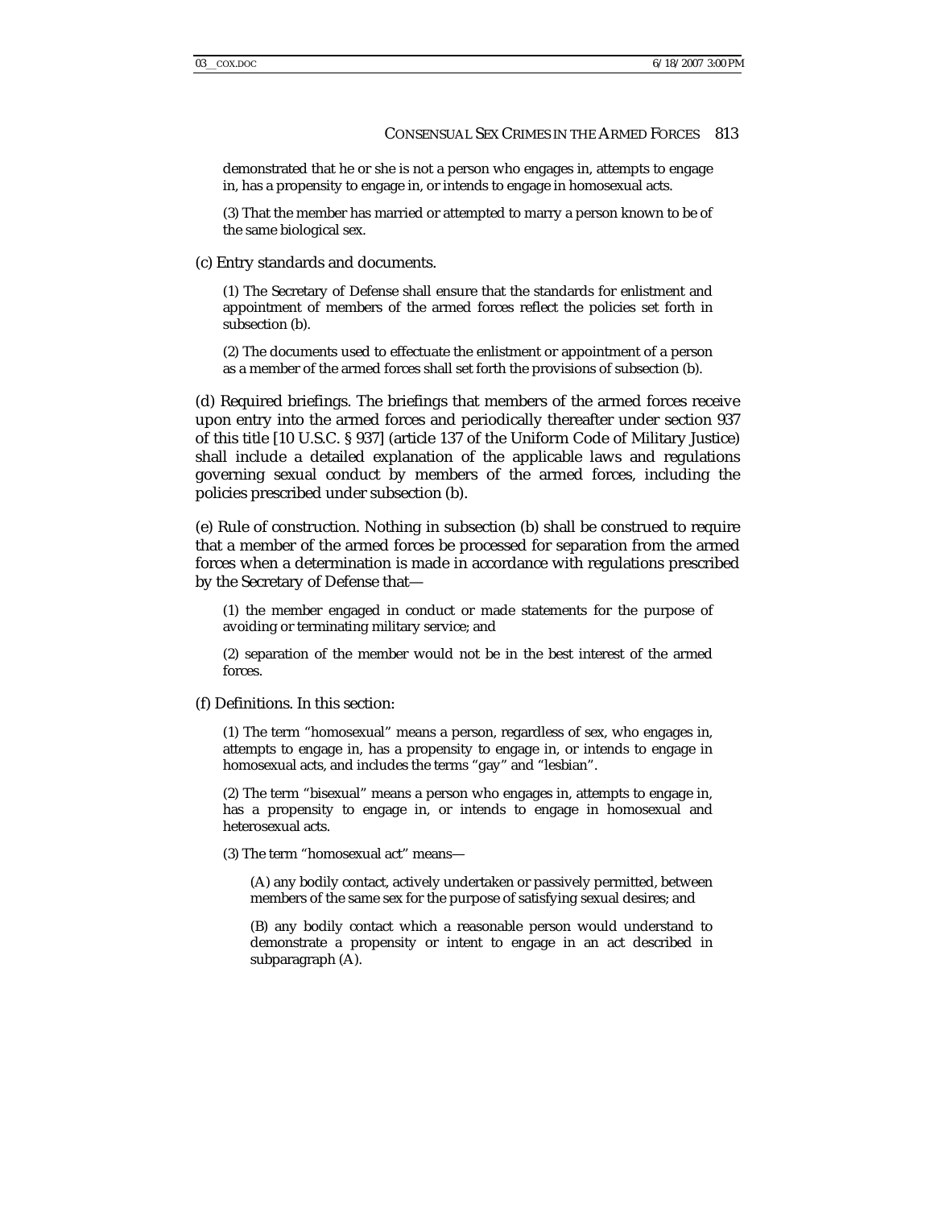demonstrated that he or she is not a person who engages in, attempts to engage in, has a propensity to engage in, or intends to engage in homosexual acts.

(3) That the member has married or attempted to marry a person known to be of the same biological sex.

(c) Entry standards and documents.

(1) The Secretary of Defense shall ensure that the standards for enlistment and appointment of members of the armed forces reflect the policies set forth in subsection (b).

(2) The documents used to effectuate the enlistment or appointment of a person as a member of the armed forces shall set forth the provisions of subsection (b).

(d) Required briefings. The briefings that members of the armed forces receive upon entry into the armed forces and periodically thereafter under section 937 of this title [10 U.S.C. § 937] (article 137 of the Uniform Code of Military Justice) shall include a detailed explanation of the applicable laws and regulations governing sexual conduct by members of the armed forces, including the policies prescribed under subsection (b).

(e) Rule of construction. Nothing in subsection (b) shall be construed to require that a member of the armed forces be processed for separation from the armed forces when a determination is made in accordance with regulations prescribed by the Secretary of Defense that—

(1) the member engaged in conduct or made statements for the purpose of avoiding or terminating military service; and

(2) separation of the member would not be in the best interest of the armed forces.

(f) Definitions. In this section:

(1) The term "homosexual" means a person, regardless of sex, who engages in, attempts to engage in, has a propensity to engage in, or intends to engage in homosexual acts, and includes the terms "gay" and "lesbian".

(2) The term "bisexual" means a person who engages in, attempts to engage in, has a propensity to engage in, or intends to engage in homosexual and heterosexual acts.

(3) The term "homosexual act" means—

(A) any bodily contact, actively undertaken or passively permitted, between members of the same sex for the purpose of satisfying sexual desires; and

(B) any bodily contact which a reasonable person would understand to demonstrate a propensity or intent to engage in an act described in subparagraph (A).